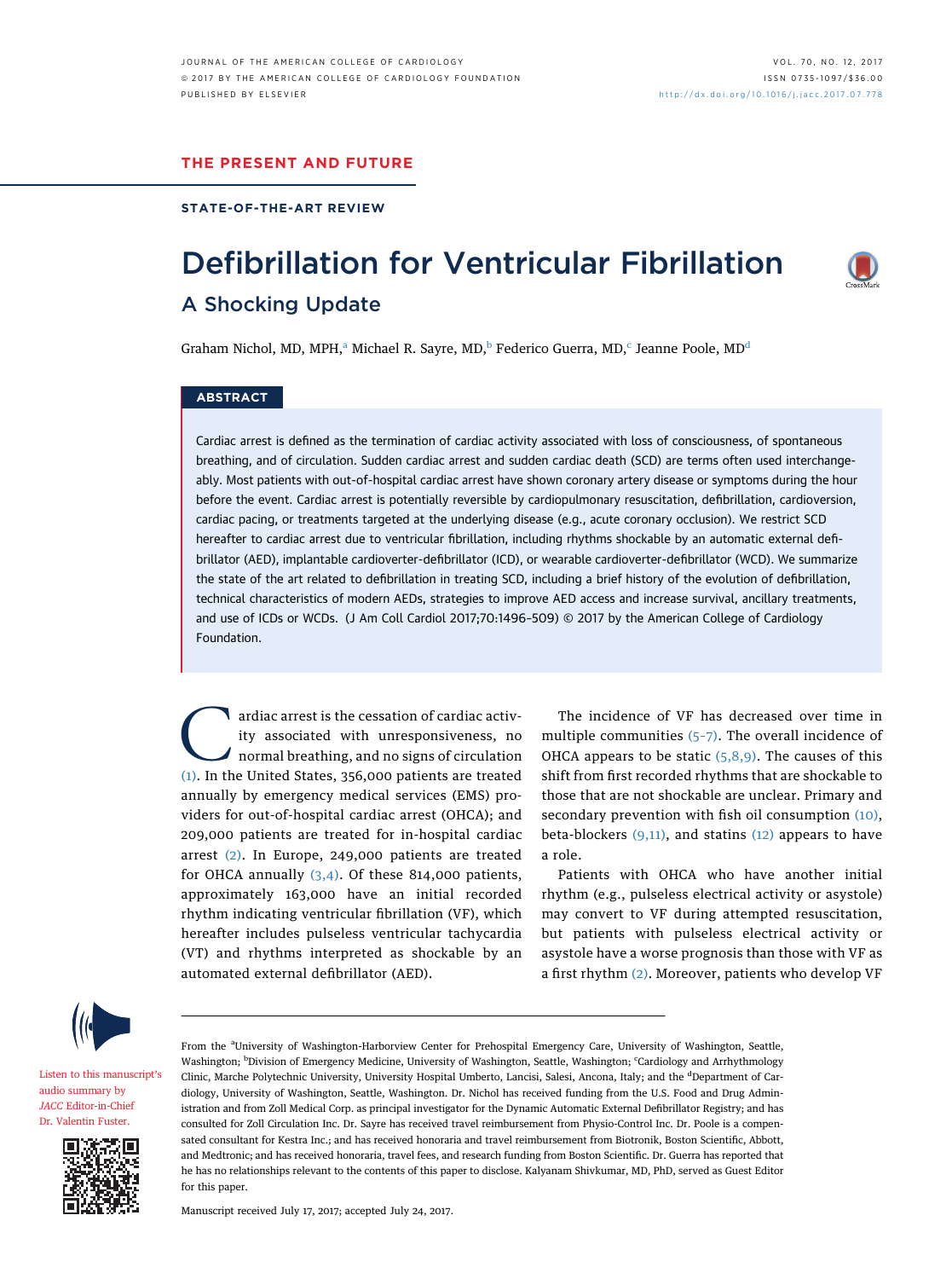THE PRESENT AND FUTURE

STATE-OF-THE-ART REVIEW

# Defibrillation for Ventricular Fibrillation

## A Shocking Update

Graham Nichol, MD, MPH,[a] Michael R. Sayre, MD,[b] Federico Guerra, MD,[c] Jeanne Poole, MD[d]

### ABSTRACT

Cardiac arrest is defined as the termination of cardiac activity associated with loss of consciousness, of spontaneous breathing, and of circulation. Sudden cardiac arrest and sudden cardiac death (SCD) are terms often used interchangeably. Most patients with out-of-hospital cardiac arrest have shown coronary artery disease or symptoms during the hour before the event. Cardiac arrest is potentially reversible by cardiopulmonary resuscitation, defibrillation, cardioversion, cardiac pacing, or treatments targeted at the underlying disease (e.g., acute coronary occlusion). We restrict SCD hereafter to cardiac arrest due to ventricular fibrillation, including rhythms shockable by an automatic external defibrillator (AED), implantable cardioverter-defibrillator (ICD), or wearable cardioverter-defibrillator (WCD). We summarize the state of the art related to defibrillation in treating SCD, including a brief history of the evolution of defibrillation, technical characteristics of modern AEDs, strategies to improve AED access and increase survival, ancillary treatments, and use of ICDs or WCDs. (J Am Coll Cardiol 2017;70:1496–509) © 2017 by the American College of Cardiology Foundation.

Cardiac arrest is the cessation of cardiac activity associated with unresponsiveness, no normal breathing, and no signs of circulation (1). In the United States, 356,000 patients are treated annually by emergency medical services (EMS) providers for out-of-hospital cardiac arrest (OHCA); and 209,000 patients are treated for in-hospital cardiac arrest (2). In Europe, 249,000 patients are treated for OHCA annually (3,4). Of these 814,000 patients, approximately 163,000 have an initial recorded rhythm indicating ventricular fibrillation (VF), which hereafter includes pulseless ventricular tachycardia (VT) and rhythms interpreted as shockable by an automated external defibrillator (AED).

The incidence of VF has decreased over time in multiple communities (5–7). The overall incidence of OHCA appears to be static (5,8,9). The causes of this shift from first recorded rhythms that are shockable to those that are not shockable are unclear. Primary and secondary prevention with fish oil consumption (10), beta-blockers (9,11), and statins (12) appears to have a role.

Patients with OHCA who have another initial rhythm (e.g., pulseless electrical activity or asystole) may convert to VF during attempted resuscitation, but patients with pulseless electrical activity or asystole have a worse prognosis than those with VF as a first rhythm (2). Moreover, patients who develop VF

Listen to this manuscript's audio summary by *JACC* Editor-in-Chief Dr. Valentin Fuster.

From the [a]University of Washington-Harborview Center for Prehospital Emergency Care, University of Washington, Seattle, Washington; [b]Division of Emergency Medicine, University of Washington, Seattle, Washington; [c]Cardiology and Arrhythmology Clinic, Marche Polytechnic University, University Hospital Umberto, Lancisi, Salesi, Ancona, Italy; and the [d]Department of Cardiology, University of Washington, Seattle, Washington. Dr. Nichol has received funding from the U.S. Food and Drug Administration and from Zoll Medical Corp. as principal investigator for the Dynamic Automatic External Defibrillator Registry; and has consulted for Zoll Circulation Inc. Dr. Sayre has received travel reimbursement from Physio-Control Inc. Dr. Poole is a compensated consultant for Kestra Inc.; and has received honoraria and travel reimbursement from Biotronik, Boston Scientific, Abbott, and Medtronic; and has received honoraria, travel fees, and research funding from Boston Scientific. Dr. Guerra has reported that he has no relationships relevant to the contents of this paper to disclose. Kalyanam Shivkumar, MD, PhD, served as Guest Editor for this paper.

Manuscript received July 17, 2017; accepted July 24, 2017.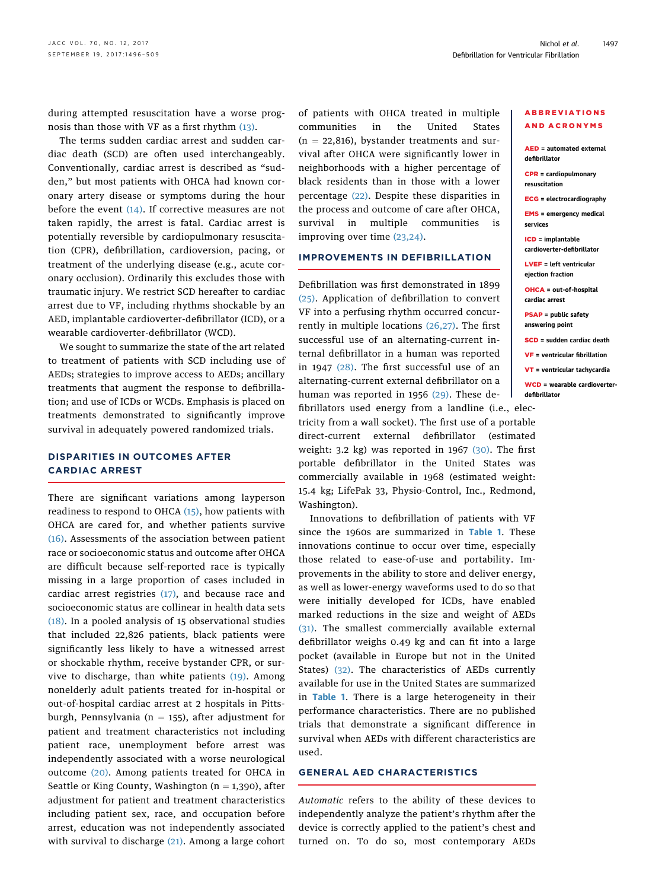during attempted resuscitation have a worse prognosis than those with VF as a first rhythm (13).

The terms sudden cardiac arrest and sudden cardiac death (SCD) are often used interchangeably. Conventionally, cardiac arrest is described as “sudden,” but most patients with OHCA had known coronary artery disease or symptoms during the hour before the event (14). If corrective measures are not taken rapidly, the arrest is fatal. Cardiac arrest is potentially reversible by cardiopulmonary resuscitation (CPR), defibrillation, cardioversion, pacing, or treatment of the underlying disease (e.g., acute coronary occlusion). Ordinarily this excludes those with traumatic injury. We restrict SCD hereafter to cardiac arrest due to VF, including rhythms shockable by an AED, implantable cardioverter-defibrillator (ICD), or a wearable cardioverter-defibrillator (WCD).

We sought to summarize the state of the art related to treatment of patients with SCD including use of AEDs; strategies to improve access to AEDs; ancillary treatments that augment the response to defibrillation; and use of ICDs or WCDs. Emphasis is placed on treatments demonstrated to significantly improve survival in adequately powered randomized trials.

## DISPARITIES IN OUTCOMES AFTER CARDIAC ARREST

There are significant variations among layperson readiness to respond to OHCA (15), how patients with OHCA are cared for, and whether patients survive (16). Assessments of the association between patient race or socioeconomic status and outcome after OHCA are difficult because self-reported race is typically missing in a large proportion of cases included in cardiac arrest registries (17), and because race and socioeconomic status are collinear in health data sets (18). In a pooled analysis of 15 observational studies that included 22,826 patients, black patients were significantly less likely to have a witnessed arrest or shockable rhythm, receive bystander CPR, or survive to discharge, than white patients (19). Among nonelderly adult patients treated for in-hospital or out-of-hospital cardiac arrest at 2 hospitals in Pittsburgh, Pennsylvania (n = 155), after adjustment for patient and treatment characteristics not including patient race, unemployment before arrest was independently associated with a worse neurological outcome (20). Among patients treated for OHCA in Seattle or King County, Washington (n = 1,390), after adjustment for patient and treatment characteristics including patient sex, race, and occupation before arrest, education was not independently associated with survival to discharge (21). Among a large cohort of patients with OHCA treated in multiple communities in the United States (n = 22,816), bystander treatments and survival after OHCA were significantly lower in neighborhoods with a higher percentage of black residents than in those with a lower percentage (22). Despite these disparities in the process and outcome of care after OHCA, survival in multiple communities is improving over time (23,24).

## IMPROVEMENTS IN DEFIBRILLATION

Defibrillation was first demonstrated in 1899 (25). Application of defibrillation to convert VF into a perfusing rhythm occurred concurrently in multiple locations (26,27). The first successful use of an alternating-current internal defibrillator in a human was reported in 1947 (28). The first successful use of an alternating-current external defibrillator on a human was reported in 1956 (29). These defibrillators used energy from a landline (i.e., electricity from a wall socket). The first use of a portable direct-current external defibrillator (estimated weight: 3.2 kg) was reported in 1967 (30). The first portable defibrillator in the United States was commercially available in 1968 (estimated weight: 15.4 kg; LifePak 33, Physio-Control, Inc., Redmond, Washington).

Innovations to defibrillation of patients with VF since the 1960s are summarized in Table 1. These innovations continue to occur over time, especially those related to ease-of-use and portability. Improvements in the ability to store and deliver energy, as well as lower-energy waveforms used to do so that were initially developed for ICDs, have enabled marked reductions in the size and weight of AEDs (31). The smallest commercially available external defibrillator weighs 0.49 kg and can fit into a large pocket (available in Europe but not in the United States) (32). The characteristics of AEDs currently available for use in the United States are summarized in Table 1. There is a large heterogeneity in their performance characteristics. There are no published trials that demonstrate a significant difference in survival when AEDs with different characteristics are used.

## GENERAL AED CHARACTERISTICS

*Automatic* refers to the ability of these devices to independently analyze the patient’s rhythm after the device is correctly applied to the patient’s chest and turned on. To do so, most contemporary AEDs

**ABBREVIATIONS AND ACRONYMS**

**AED** = automated external defibrillator

**CPR** = cardiopulmonary resuscitation

**ECG** = electrocardiography

**EMS** = emergency medical services

**ICD** = implantable cardioverter-defibrillator

**LVEF** = left ventricular ejection fraction

**OHCA** = out-of-hospital cardiac arrest

**PSAP** = public safety answering point

**SCD** = sudden cardiac death

**VF** = ventricular fibrillation

**VT** = ventricular tachycardia

**WCD** = wearable cardioverter-defibrillator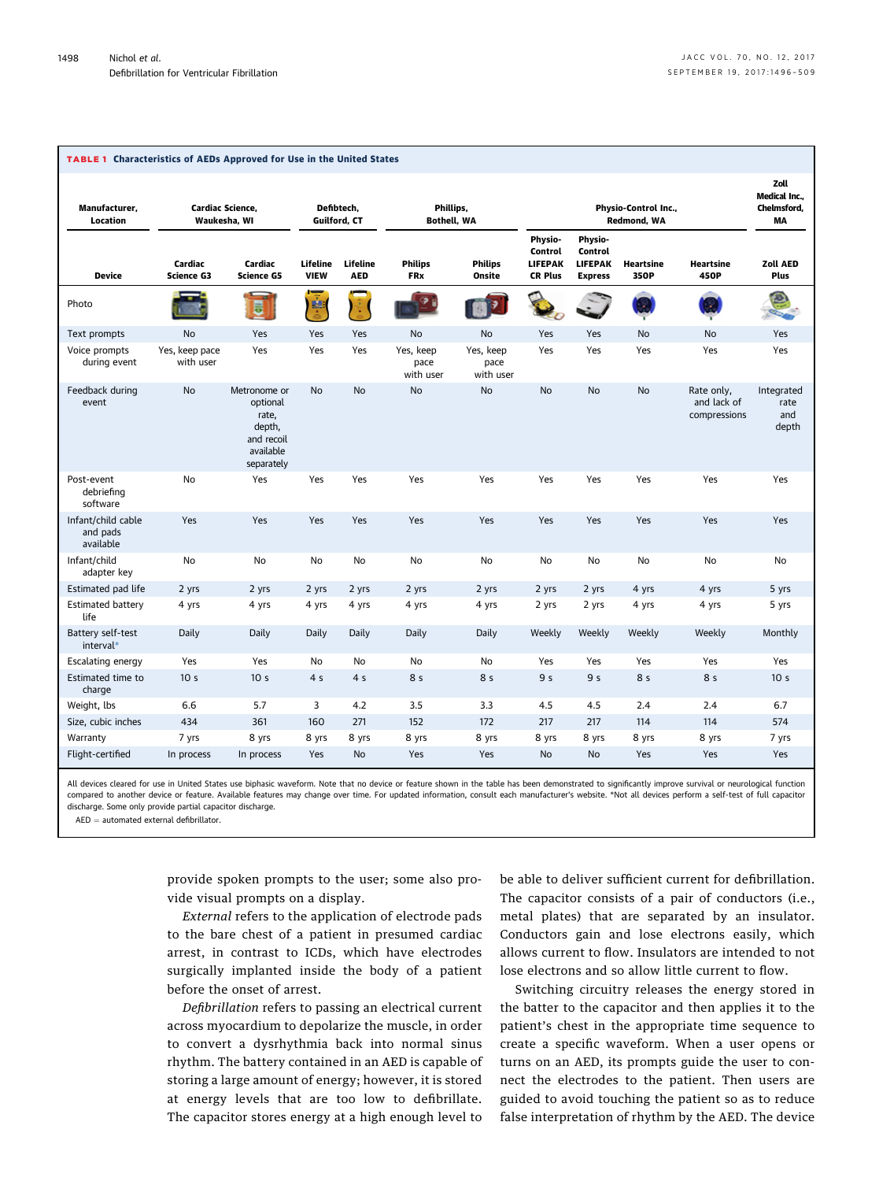**TABLE 1 Characteristics of AEDs Approved for Use in the United States**

| Manufacturer, Location | Cardiac Science, Waukesha, WI | | Defibtech, Guilford, CT | | Phillips, Bothell, WA | | Physio-Control Inc., Redmond, WA | | | | Zoll Medical Inc., Chelmsford, MA |
|---|---|---|---|---|---|---|---|---|---|---|---|
| **Device** | **Cardiac Science G3** | **Cardiac Science G5** | **Lifeline VIEW** | **Lifeline AED** | **Philips FRx** | **Philips Onsite** | **Physio-Control LIFEPAK CR Plus** | **Physio-Control LIFEPAK Express** | **Heartsine 350P** | **Heartsine 450P** | **Zoll AED Plus** |
| Photo | | | | | | | | | | | |
| Text prompts | No | Yes | Yes | Yes | No | No | Yes | Yes | No | No | Yes |
| Voice prompts during event | Yes, keep pace with user | Yes | Yes | Yes | Yes, keep pace with user | Yes, keep pace with user | Yes | Yes | Yes | Yes | Yes |
| Feedback during event | No | Metronome or optional rate, depth, and recoil available separately | No | No | No | No | No | No | No | Rate only, and lack of compressions | Integrated rate and depth |
| Post-event debriefing software | No | Yes | Yes | Yes | Yes | Yes | Yes | Yes | Yes | Yes | Yes |
| Infant/child cable and pads available | Yes | Yes | Yes | Yes | Yes | Yes | Yes | Yes | Yes | Yes | Yes |
| Infant/child adapter key | No | No | No | No | No | No | No | No | No | No | No |
| Estimated pad life | 2 yrs | 2 yrs | 2 yrs | 2 yrs | 2 yrs | 2 yrs | 2 yrs | 2 yrs | 4 yrs | 4 yrs | 5 yrs |
| Estimated battery life | 4 yrs | 4 yrs | 4 yrs | 4 yrs | 4 yrs | 4 yrs | 2 yrs | 2 yrs | 4 yrs | 4 yrs | 5 yrs |
| Battery self-test interval* | Daily | Daily | Daily | Daily | Daily | Daily | Weekly | Weekly | Weekly | Weekly | Monthly |
| Escalating energy | Yes | Yes | No | No | No | No | Yes | Yes | Yes | Yes | Yes |
| Estimated time to charge | 10 s | 10 s | 4 s | 4 s | 8 s | 8 s | 9 s | 9 s | 8 s | 8 s | 10 s |
| Weight, lbs | 6.6 | 5.7 | 3 | 4.2 | 3.5 | 3.3 | 4.5 | 4.5 | 2.4 | 2.4 | 6.7 |
| Size, cubic inches | 434 | 361 | 160 | 271 | 152 | 172 | 217 | 217 | 114 | 114 | 574 |
| Warranty | 7 yrs | 8 yrs | 8 yrs | 8 yrs | 8 yrs | 8 yrs | 8 yrs | 8 yrs | 8 yrs | 8 yrs | 7 yrs |
| Flight-certified | In process | In process | Yes | No | Yes | Yes | No | No | Yes | Yes | Yes |

All devices cleared for use in United States use biphasic waveform. Note that no device or feature shown in the table has been demonstrated to significantly improve survival or neurological function compared to another device or feature. Available features may change over time. For updated information, consult each manufacturer's website. *Not all devices perform a self-test of full capacitor discharge. Some only provide partial capacitor discharge.

AED = automated external defibrillator.

provide spoken prompts to the user; some also provide visual prompts on a display.

*External* refers to the application of electrode pads to the bare chest of a patient in presumed cardiac arrest, in contrast to ICDs, which have electrodes surgically implanted inside the body of a patient before the onset of arrest.

*Defibrillation* refers to passing an electrical current across myocardium to depolarize the muscle, in order to convert a dysrhythmia back into normal sinus rhythm. The battery contained in an AED is capable of storing a large amount of energy; however, it is stored at energy levels that are too low to defibrillate. The capacitor stores energy at a high enough level to be able to deliver sufficient current for defibrillation. The capacitor consists of a pair of conductors (i.e., metal plates) that are separated by an insulator. Conductors gain and lose electrons easily, which allows current to flow. Insulators are intended to not lose electrons and so allow little current to flow.

Switching circuitry releases the energy stored in the batter to the capacitor and then applies it to the patient's chest in the appropriate time sequence to create a specific waveform. When a user opens or turns on an AED, its prompts guide the user to connect the electrodes to the patient. Then users are guided to avoid touching the patient so as to reduce false interpretation of rhythm by the AED. The device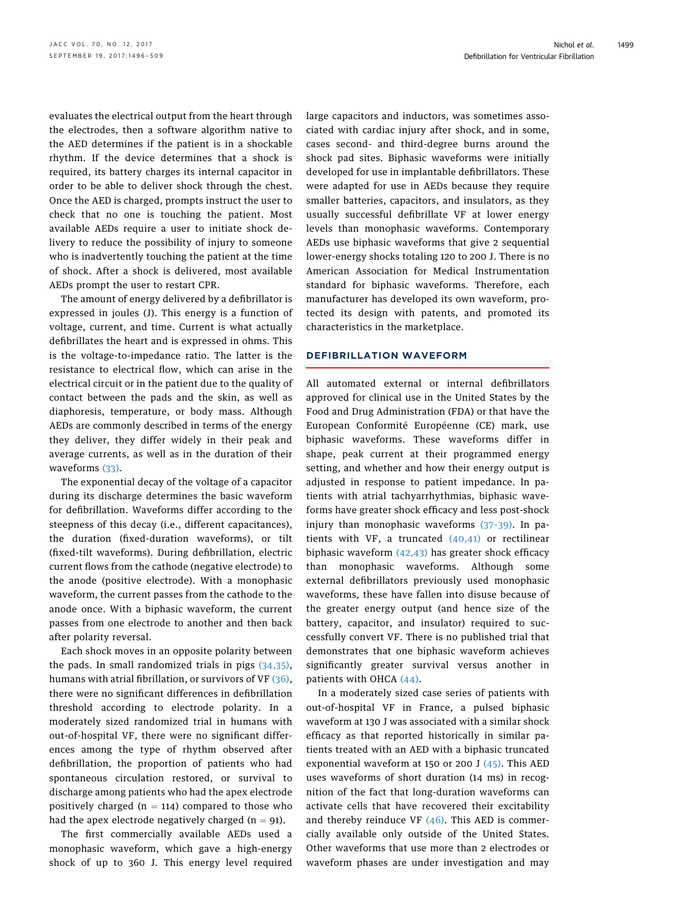evaluates the electrical output from the heart through the electrodes, then a software algorithm native to the AED determines if the patient is in a shockable rhythm. If the device determines that a shock is required, its battery charges its internal capacitor in order to be able to deliver shock through the chest. Once the AED is charged, prompts instruct the user to check that no one is touching the patient. Most available AEDs require a user to initiate shock delivery to reduce the possibility of injury to someone who is inadvertently touching the patient at the time of shock. After a shock is delivered, most available AEDs prompt the user to restart CPR.

The amount of energy delivered by a defibrillator is expressed in joules (J). This energy is a function of voltage, current, and time. Current is what actually defibrillates the heart and is expressed in ohms. This is the voltage-to-impedance ratio. The latter is the resistance to electrical flow, which can arise in the electrical circuit or in the patient due to the quality of contact between the pads and the skin, as well as diaphoresis, temperature, or body mass. Although AEDs are commonly described in terms of the energy they deliver, they differ widely in their peak and average currents, as well as in the duration of their waveforms (33).

The exponential decay of the voltage of a capacitor during its discharge determines the basic waveform for defibrillation. Waveforms differ according to the steepness of this decay (i.e., different capacitances), the duration (fixed-duration waveforms), or tilt (fixed-tilt waveforms). During defibrillation, electric current flows from the cathode (negative electrode) to the anode (positive electrode). With a monophasic waveform, the current passes from the cathode to the anode once. With a biphasic waveform, the current passes from one electrode to another and then back after polarity reversal.

Each shock moves in an opposite polarity between the pads. In small randomized trials in pigs (34,35), humans with atrial fibrillation, or survivors of VF (36), there were no significant differences in defibrillation threshold according to electrode polarity. In a moderately sized randomized trial in humans with out-of-hospital VF, there were no significant differences among the type of rhythm observed after defibrillation, the proportion of patients who had spontaneous circulation restored, or survival to discharge among patients who had the apex electrode positively charged (n = 114) compared to those who had the apex electrode negatively charged (n = 91).

The first commercially available AEDs used a monophasic waveform, which gave a high-energy shock of up to 360 J. This energy level required large capacitors and inductors, was sometimes associated with cardiac injury after shock, and in some, cases second- and third-degree burns around the shock pad sites. Biphasic waveforms were initially developed for use in implantable defibrillators. These were adapted for use in AEDs because they require smaller batteries, capacitors, and insulators, as they usually successful defibrillate VF at lower energy levels than monophasic waveforms. Contemporary AEDs use biphasic waveforms that give 2 sequential lower-energy shocks totaling 120 to 200 J. There is no American Association for Medical Instrumentation standard for biphasic waveforms. Therefore, each manufacturer has developed its own waveform, protected its design with patents, and promoted its characteristics in the marketplace.

## DEFIBRILLATION WAVEFORM

All automated external or internal defibrillators approved for clinical use in the United States by the Food and Drug Administration (FDA) or that have the European Conformité Européenne (CE) mark, use biphasic waveforms. These waveforms differ in shape, peak current at their programmed energy setting, and whether and how their energy output is adjusted in response to patient impedance. In patients with atrial tachyarrhythmias, biphasic waveforms have greater shock efficacy and less post-shock injury than monophasic waveforms (37–39). In patients with VF, a truncated (40,41) or rectilinear biphasic waveform (42,43) has greater shock efficacy than monophasic waveforms. Although some external defibrillators previously used monophasic waveforms, these have fallen into disuse because of the greater energy output (and hence size of the battery, capacitor, and insulator) required to successfully convert VF. There is no published trial that demonstrates that one biphasic waveform achieves significantly greater survival versus another in patients with OHCA (44).

In a moderately sized case series of patients with out-of-hospital VF in France, a pulsed biphasic waveform at 130 J was associated with a similar shock efficacy as that reported historically in similar patients treated with an AED with a biphasic truncated exponential waveform at 150 or 200 J (45). This AED uses waveforms of short duration (14 ms) in recognition of the fact that long-duration waveforms can activate cells that have recovered their excitability and thereby reinduce VF (46). This AED is commercially available only outside of the United States. Other waveforms that use more than 2 electrodes or waveform phases are under investigation and may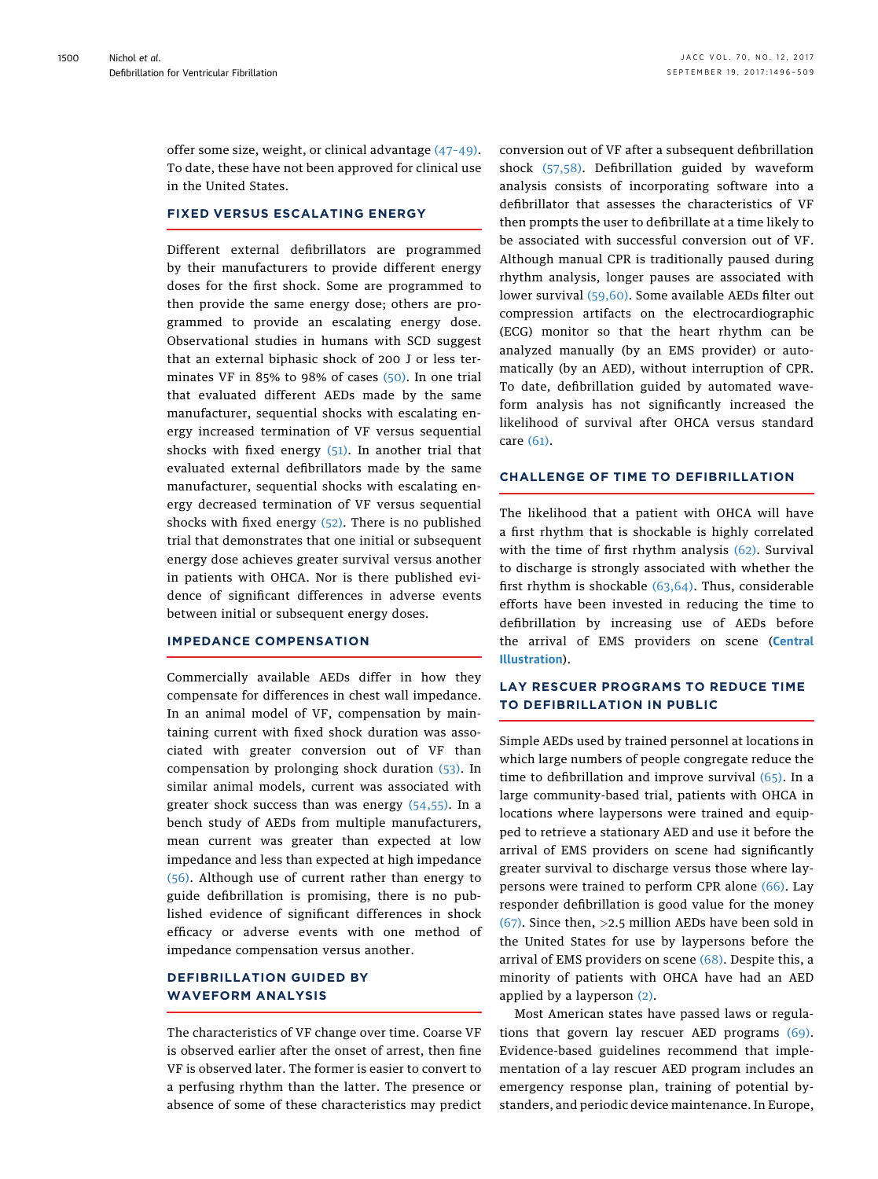offer some size, weight, or clinical advantage (47-49). To date, these have not been approved for clinical use in the United States.

## FIXED VERSUS ESCALATING ENERGY

Different external defibrillators are programmed by their manufacturers to provide different energy doses for the first shock. Some are programmed to then provide the same energy dose; others are programmed to provide an escalating energy dose. Observational studies in humans with SCD suggest that an external biphasic shock of 200 J or less terminates VF in 85% to 98% of cases (50). In one trial that evaluated different AEDs made by the same manufacturer, sequential shocks with escalating energy increased termination of VF versus sequential shocks with fixed energy (51). In another trial that evaluated external defibrillators made by the same manufacturer, sequential shocks with escalating energy decreased termination of VF versus sequential shocks with fixed energy (52). There is no published trial that demonstrates that one initial or subsequent energy dose achieves greater survival versus another in patients with OHCA. Nor is there published evidence of significant differences in adverse events between initial or subsequent energy doses.

## IMPEDANCE COMPENSATION

Commercially available AEDs differ in how they compensate for differences in chest wall impedance. In an animal model of VF, compensation by maintaining current with fixed shock duration was associated with greater conversion out of VF than compensation by prolonging shock duration (53). In similar animal models, current was associated with greater shock success than was energy (54,55). In a bench study of AEDs from multiple manufacturers, mean current was greater than expected at low impedance and less than expected at high impedance (56). Although use of current rather than energy to guide defibrillation is promising, there is no published evidence of significant differences in shock efficacy or adverse events with one method of impedance compensation versus another.

## DEFIBRILLATION GUIDED BY WAVEFORM ANALYSIS

The characteristics of VF change over time. Coarse VF is observed earlier after the onset of arrest, then fine VF is observed later. The former is easier to convert to a perfusing rhythm than the latter. The presence or absence of some of these characteristics may predict conversion out of VF after a subsequent defibrillation shock (57,58). Defibrillation guided by waveform analysis consists of incorporating software into a defibrillator that assesses the characteristics of VF then prompts the user to defibrillate at a time likely to be associated with successful conversion out of VF. Although manual CPR is traditionally paused during rhythm analysis, longer pauses are associated with lower survival (59,60). Some available AEDs filter out compression artifacts on the electrocardiographic (ECG) monitor so that the heart rhythm can be analyzed manually (by an EMS provider) or automatically (by an AED), without interruption of CPR. To date, defibrillation guided by automated waveform analysis has not significantly increased the likelihood of survival after OHCA versus standard care (61).

## CHALLENGE OF TIME TO DEFIBRILLATION

The likelihood that a patient with OHCA will have a first rhythm that is shockable is highly correlated with the time of first rhythm analysis (62). Survival to discharge is strongly associated with whether the first rhythm is shockable (63,64). Thus, considerable efforts have been invested in reducing the time to defibrillation by increasing use of AEDs before the arrival of EMS providers on scene (**Central Illustration**).

## LAY RESCUER PROGRAMS TO REDUCE TIME TO DEFIBRILLATION IN PUBLIC

Simple AEDs used by trained personnel at locations in which large numbers of people congregate reduce the time to defibrillation and improve survival (65). In a large community-based trial, patients with OHCA in locations where laypersons were trained and equipped to retrieve a stationary AED and use it before the arrival of EMS providers on scene had significantly greater survival to discharge versus those where laypersons were trained to perform CPR alone (66). Lay responder defibrillation is good value for the money (67). Since then, >2.5 million AEDs have been sold in the United States for use by laypersons before the arrival of EMS providers on scene (68). Despite this, a minority of patients with OHCA have had an AED applied by a layperson (2).

Most American states have passed laws or regulations that govern lay rescuer AED programs (69). Evidence-based guidelines recommend that implementation of a lay rescuer AED program includes an emergency response plan, training of potential bystanders, and periodic device maintenance. In Europe,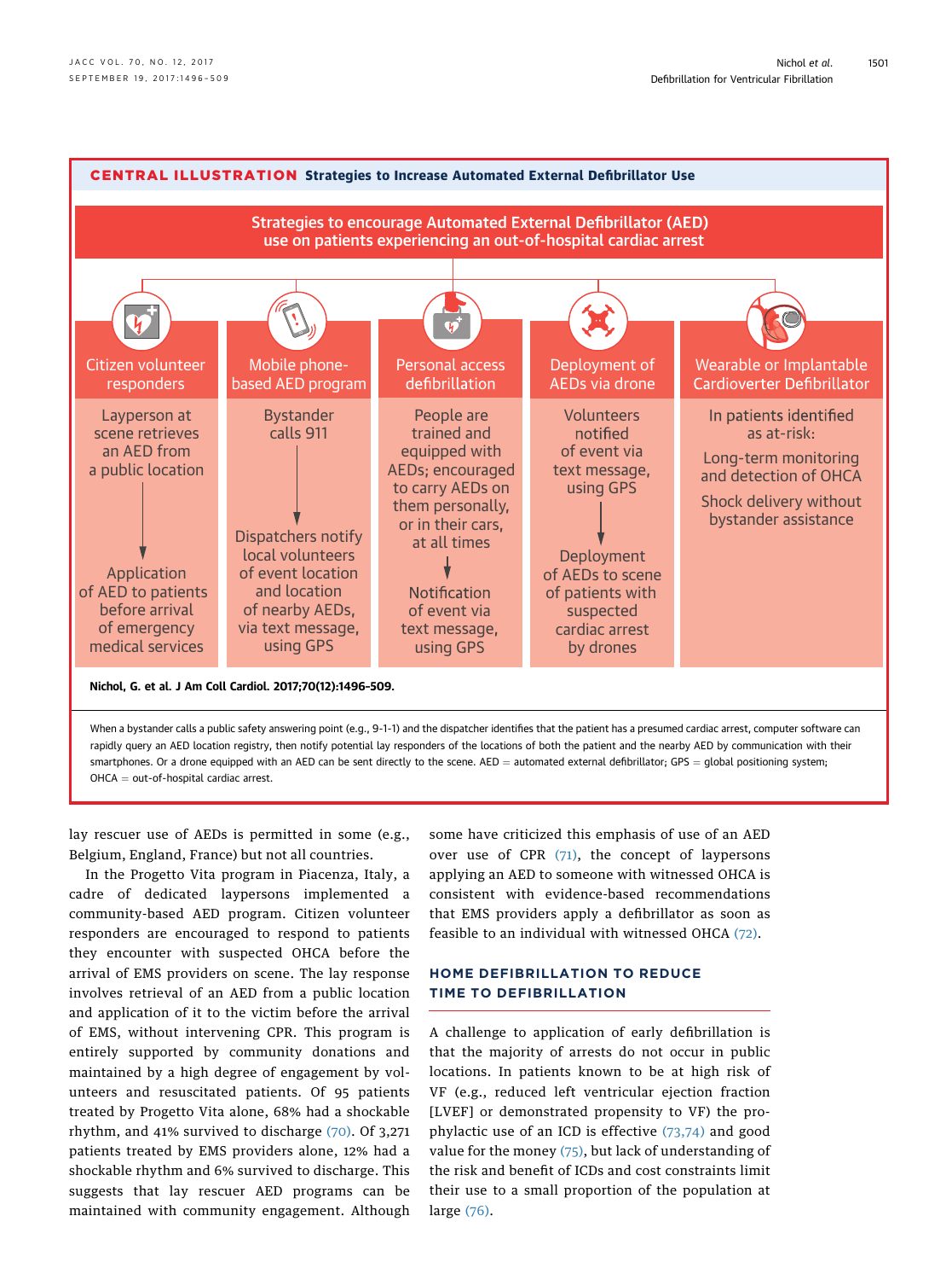**CENTRAL ILLUSTRATION Strategies to Increase Automated External Defibrillator Use**

**Strategies to encourage Automated External Defibrillator (AED) use on patients experiencing an out-of-hospital cardiac arrest**

| Citizen volunteer responders | Mobile phone-based AED program | Personal access defibrillation | Deployment of AEDs via drone | Wearable or Implantable Cardioverter Defibrillator |
|---|---|---|---|---|
| Layperson at scene retrieves an AED from a public location → Application of AED to patients before arrival of emergency medical services | Bystander calls 911 → Dispatchers notify local volunteers of event location and location of nearby AEDs, via text message, using GPS | People are trained and equipped with AEDs; encouraged to carry AEDs on them personally, or in their cars, at all times → Notification of event via text message, using GPS | Volunteers notified of event via text message, using GPS → Deployment of AEDs to scene of patients with suspected cardiac arrest by drones | In patients identified as at-risk: Long-term monitoring and detection of OHCA; Shock delivery without bystander assistance |

**Nichol, G. et al. J Am Coll Cardiol. 2017;70(12):1496–509.**

When a bystander calls a public safety answering point (e.g., 9-1-1) and the dispatcher identifies that the patient has a presumed cardiac arrest, computer software can rapidly query an AED location registry, then notify potential lay responders of the locations of both the patient and the nearby AED by communication with their smartphones. Or a drone equipped with an AED can be sent directly to the scene. AED = automated external defibrillator; GPS = global positioning system; OHCA = out-of-hospital cardiac arrest.

lay rescuer use of AEDs is permitted in some (e.g., Belgium, England, France) but not all countries.

In the Progetto Vita program in Piacenza, Italy, a cadre of dedicated laypersons implemented a community-based AED program. Citizen volunteer responders are encouraged to respond to patients they encounter with suspected OHCA before the arrival of EMS providers on scene. The lay response involves retrieval of an AED from a public location and application of it to the victim before the arrival of EMS, without intervening CPR. This program is entirely supported by community donations and maintained by a high degree of engagement by volunteers and resuscitated patients. Of 95 patients treated by Progetto Vita alone, 68% had a shockable rhythm, and 41% survived to discharge (70). Of 3,271 patients treated by EMS providers alone, 12% had a shockable rhythm and 6% survived to discharge. This suggests that lay rescuer AED programs can be maintained with community engagement. Although some have criticized this emphasis of use of an AED over use of CPR (71), the concept of laypersons applying an AED to someone with witnessed OHCA is consistent with evidence-based recommendations that EMS providers apply a defibrillator as soon as feasible to an individual with witnessed OHCA (72).

## HOME DEFIBRILLATION TO REDUCE TIME TO DEFIBRILLATION

A challenge to application of early defibrillation is that the majority of arrests do not occur in public locations. In patients known to be at high risk of VF (e.g., reduced left ventricular ejection fraction [LVEF] or demonstrated propensity to VF) the prophylactic use of an ICD is effective (73,74) and good value for the money (75), but lack of understanding of the risk and benefit of ICDs and cost constraints limit their use to a small proportion of the population at large (76).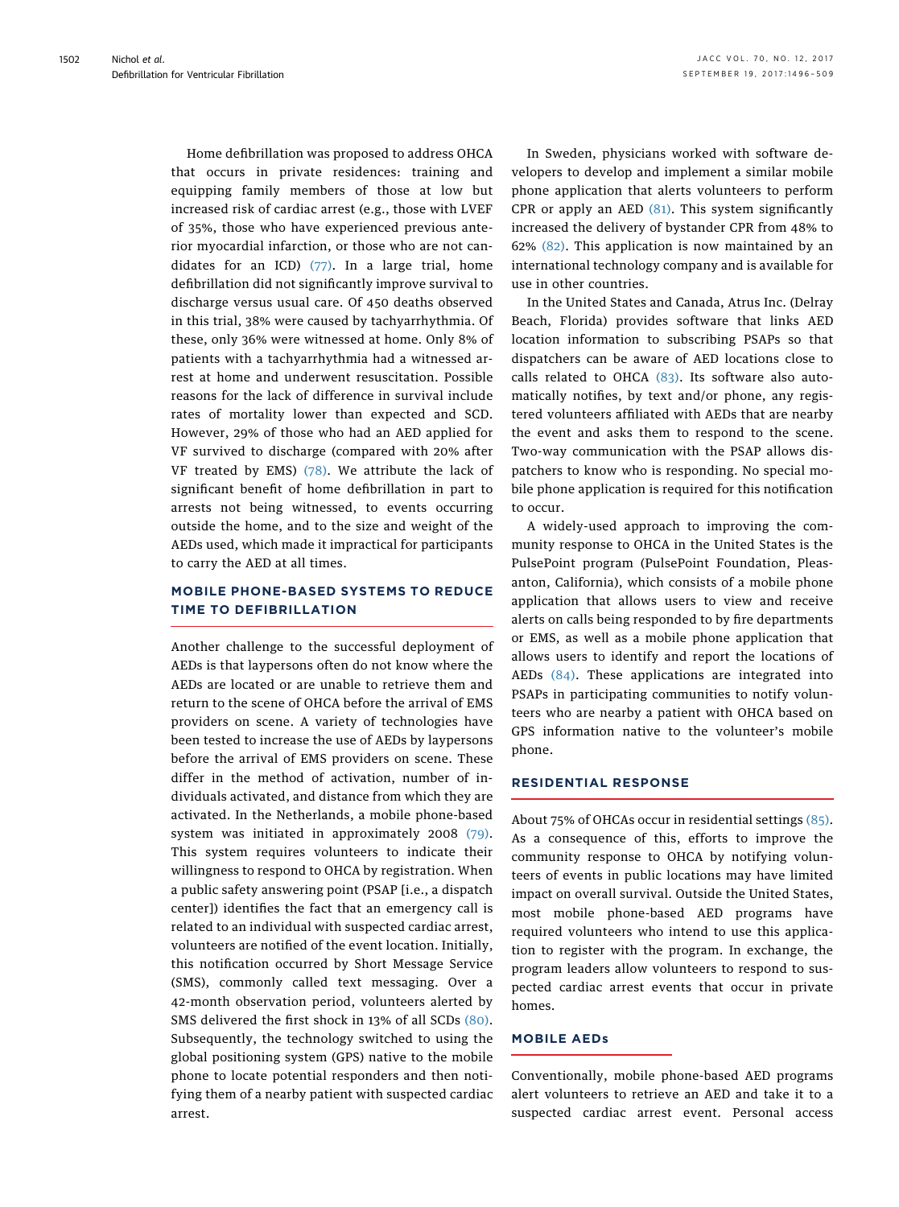Home defibrillation was proposed to address OHCA that occurs in private residences: training and equipping family members of those at low but increased risk of cardiac arrest (e.g., those with LVEF of 35%, those who have experienced previous anterior myocardial infarction, or those who are not candidates for an ICD) (77). In a large trial, home defibrillation did not significantly improve survival to discharge versus usual care. Of 450 deaths observed in this trial, 38% were caused by tachyarrhythmia. Of these, only 36% were witnessed at home. Only 8% of patients with a tachyarrhythmia had a witnessed arrest at home and underwent resuscitation. Possible reasons for the lack of difference in survival include rates of mortality lower than expected and SCD. However, 29% of those who had an AED applied for VF survived to discharge (compared with 20% after VF treated by EMS) (78). We attribute the lack of significant benefit of home defibrillation in part to arrests not being witnessed, to events occurring outside the home, and to the size and weight of the AEDs used, which made it impractical for participants to carry the AED at all times.

## MOBILE PHONE-BASED SYSTEMS TO REDUCE TIME TO DEFIBRILLATION

Another challenge to the successful deployment of AEDs is that laypersons often do not know where the AEDs are located or are unable to retrieve them and return to the scene of OHCA before the arrival of EMS providers on scene. A variety of technologies have been tested to increase the use of AEDs by laypersons before the arrival of EMS providers on scene. These differ in the method of activation, number of individuals activated, and distance from which they are activated. In the Netherlands, a mobile phone-based system was initiated in approximately 2008 (79). This system requires volunteers to indicate their willingness to respond to OHCA by registration. When a public safety answering point (PSAP [i.e., a dispatch center]) identifies the fact that an emergency call is related to an individual with suspected cardiac arrest, volunteers are notified of the event location. Initially, this notification occurred by Short Message Service (SMS), commonly called text messaging. Over a 42-month observation period, volunteers alerted by SMS delivered the first shock in 13% of all SCDs (80). Subsequently, the technology switched to using the global positioning system (GPS) native to the mobile phone to locate potential responders and then notifying them of a nearby patient with suspected cardiac arrest.

In Sweden, physicians worked with software developers to develop and implement a similar mobile phone application that alerts volunteers to perform CPR or apply an AED (81). This system significantly increased the delivery of bystander CPR from 48% to 62% (82). This application is now maintained by an international technology company and is available for use in other countries.

In the United States and Canada, Atrus Inc. (Delray Beach, Florida) provides software that links AED location information to subscribing PSAPs so that dispatchers can be aware of AED locations close to calls related to OHCA (83). Its software also automatically notifies, by text and/or phone, any registered volunteers affiliated with AEDs that are nearby the event and asks them to respond to the scene. Two-way communication with the PSAP allows dispatchers to know who is responding. No special mobile phone application is required for this notification to occur.

A widely-used approach to improving the community response to OHCA in the United States is the PulsePoint program (PulsePoint Foundation, Pleasanton, California), which consists of a mobile phone application that allows users to view and receive alerts on calls being responded to by fire departments or EMS, as well as a mobile phone application that allows users to identify and report the locations of AEDs (84). These applications are integrated into PSAPs in participating communities to notify volunteers who are nearby a patient with OHCA based on GPS information native to the volunteer's mobile phone.

## RESIDENTIAL RESPONSE

About 75% of OHCAs occur in residential settings (85). As a consequence of this, efforts to improve the community response to OHCA by notifying volunteers of events in public locations may have limited impact on overall survival. Outside the United States, most mobile phone-based AED programs have required volunteers who intend to use this application to register with the program. In exchange, the program leaders allow volunteers to respond to suspected cardiac arrest events that occur in private homes.

## MOBILE AEDs

Conventionally, mobile phone-based AED programs alert volunteers to retrieve an AED and take it to a suspected cardiac arrest event. Personal access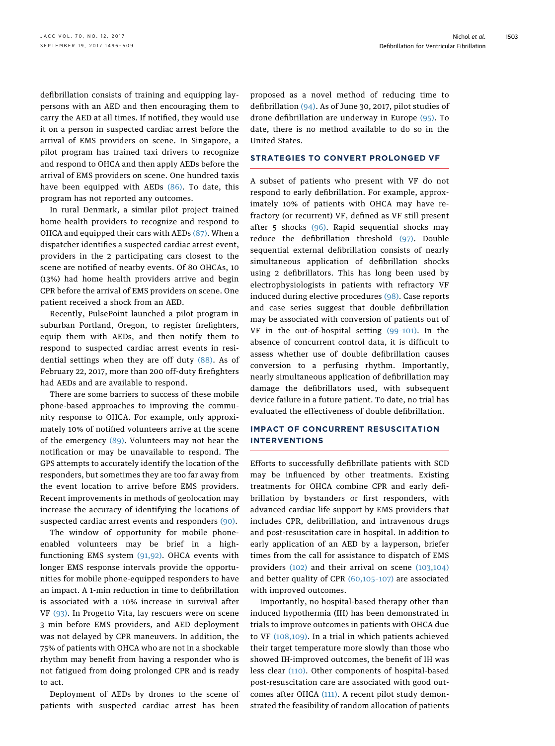defibrillation consists of training and equipping laypersons with an AED and then encouraging them to carry the AED at all times. If notified, they would use it on a person in suspected cardiac arrest before the arrival of EMS providers on scene. In Singapore, a pilot program has trained taxi drivers to recognize and respond to OHCA and then apply AEDs before the arrival of EMS providers on scene. One hundred taxis have been equipped with AEDs (86). To date, this program has not reported any outcomes.

In rural Denmark, a similar pilot project trained home health providers to recognize and respond to OHCA and equipped their cars with AEDs (87). When a dispatcher identifies a suspected cardiac arrest event, providers in the 2 participating cars closest to the scene are notified of nearby events. Of 80 OHCAs, 10 (13%) had home health providers arrive and begin CPR before the arrival of EMS providers on scene. One patient received a shock from an AED.

Recently, PulsePoint launched a pilot program in suburban Portland, Oregon, to register firefighters, equip them with AEDs, and then notify them to respond to suspected cardiac arrest events in residential settings when they are off duty (88). As of February 22, 2017, more than 200 off-duty firefighters had AEDs and are available to respond.

There are some barriers to success of these mobile phone-based approaches to improving the community response to OHCA. For example, only approximately 10% of notified volunteers arrive at the scene of the emergency (89). Volunteers may not hear the notification or may be unavailable to respond. The GPS attempts to accurately identify the location of the responders, but sometimes they are too far away from the event location to arrive before EMS providers. Recent improvements in methods of geolocation may increase the accuracy of identifying the locations of suspected cardiac arrest events and responders (90).

The window of opportunity for mobile phone-enabled volunteers may be brief in a high-functioning EMS system (91,92). OHCA events with longer EMS response intervals provide the opportunities for mobile phone-equipped responders to have an impact. A 1-min reduction in time to defibrillation is associated with a 10% increase in survival after VF (93). In Progetto Vita, lay rescuers were on scene 3 min before EMS providers, and AED deployment was not delayed by CPR maneuvers. In addition, the 75% of patients with OHCA who are not in a shockable rhythm may benefit from having a responder who is not fatigued from doing prolonged CPR and is ready to act.

Deployment of AEDs by drones to the scene of patients with suspected cardiac arrest has been proposed as a novel method of reducing time to defibrillation (94). As of June 30, 2017, pilot studies of drone defibrillation are underway in Europe (95). To date, there is no method available to do so in the United States.

## STRATEGIES TO CONVERT PROLONGED VF

A subset of patients who present with VF do not respond to early defibrillation. For example, approximately 10% of patients with OHCA may have refractory (or recurrent) VF, defined as VF still present after 5 shocks (96). Rapid sequential shocks may reduce the defibrillation threshold (97). Double sequential external defibrillation consists of nearly simultaneous application of defibrillation shocks using 2 defibrillators. This has long been used by electrophysiologists in patients with refractory VF induced during elective procedures (98). Case reports and case series suggest that double defibrillation may be associated with conversion of patients out of VF in the out-of-hospital setting (99–101). In the absence of concurrent control data, it is difficult to assess whether use of double defibrillation causes conversion to a perfusing rhythm. Importantly, nearly simultaneous application of defibrillation may damage the defibrillators used, with subsequent device failure in a future patient. To date, no trial has evaluated the effectiveness of double defibrillation.

## IMPACT OF CONCURRENT RESUSCITATION INTERVENTIONS

Efforts to successfully defibrillate patients with SCD may be influenced by other treatments. Existing treatments for OHCA combine CPR and early defibrillation by bystanders or first responders, with advanced cardiac life support by EMS providers that includes CPR, defibrillation, and intravenous drugs and post-resuscitation care in hospital. In addition to early application of an AED by a layperson, briefer times from the call for assistance to dispatch of EMS providers (102) and their arrival on scene (103,104) and better quality of CPR (60,105–107) are associated with improved outcomes.

Importantly, no hospital-based therapy other than induced hypothermia (IH) has been demonstrated in trials to improve outcomes in patients with OHCA due to VF (108,109). In a trial in which patients achieved their target temperature more slowly than those who showed IH-improved outcomes, the benefit of IH was less clear (110). Other components of hospital-based post-resuscitation care are associated with good outcomes after OHCA (111). A recent pilot study demonstrated the feasibility of random allocation of patients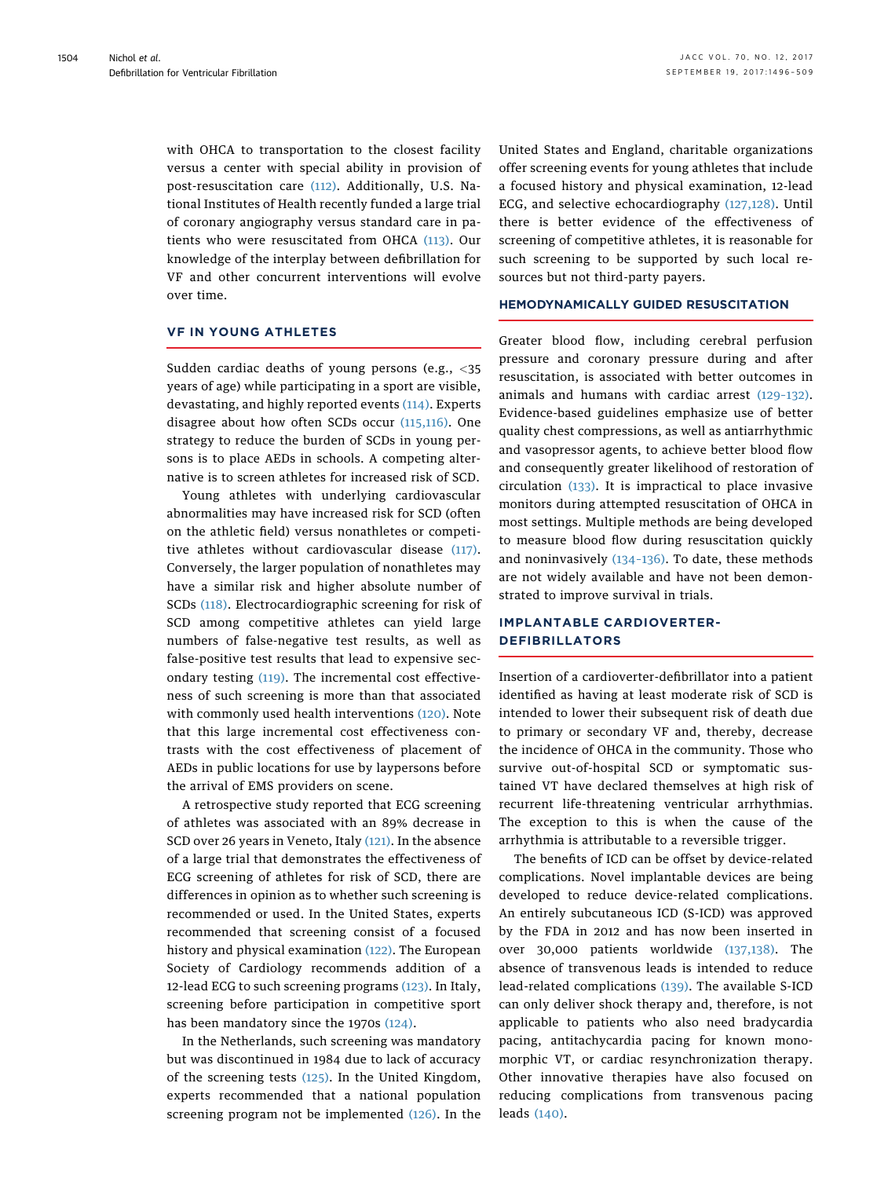with OHCA to transportation to the closest facility versus a center with special ability in provision of post-resuscitation care (112). Additionally, U.S. National Institutes of Health recently funded a large trial of coronary angiography versus standard care in patients who were resuscitated from OHCA (113). Our knowledge of the interplay between defibrillation for VF and other concurrent interventions will evolve over time.

## VF IN YOUNG ATHLETES

Sudden cardiac deaths of young persons (e.g., <35 years of age) while participating in a sport are visible, devastating, and highly reported events (114). Experts disagree about how often SCDs occur (115,116). One strategy to reduce the burden of SCDs in young persons is to place AEDs in schools. A competing alternative is to screen athletes for increased risk of SCD.

Young athletes with underlying cardiovascular abnormalities may have increased risk for SCD (often on the athletic field) versus nonathletes or competitive athletes without cardiovascular disease (117). Conversely, the larger population of nonathletes may have a similar risk and higher absolute number of SCDs (118). Electrocardiographic screening for risk of SCD among competitive athletes can yield large numbers of false-negative test results, as well as false-positive test results that lead to expensive secondary testing (119). The incremental cost effectiveness of such screening is more than that associated with commonly used health interventions (120). Note that this large incremental cost effectiveness contrasts with the cost effectiveness of placement of AEDs in public locations for use by laypersons before the arrival of EMS providers on scene.

A retrospective study reported that ECG screening of athletes was associated with an 89% decrease in SCD over 26 years in Veneto, Italy (121). In the absence of a large trial that demonstrates the effectiveness of ECG screening of athletes for risk of SCD, there are differences in opinion as to whether such screening is recommended or used. In the United States, experts recommended that screening consist of a focused history and physical examination (122). The European Society of Cardiology recommends addition of a 12-lead ECG to such screening programs (123). In Italy, screening before participation in competitive sport has been mandatory since the 1970s (124).

In the Netherlands, such screening was mandatory but was discontinued in 1984 due to lack of accuracy of the screening tests (125). In the United Kingdom, experts recommended that a national population screening program not be implemented (126). In the United States and England, charitable organizations offer screening events for young athletes that include a focused history and physical examination, 12-lead ECG, and selective echocardiography (127,128). Until there is better evidence of the effectiveness of screening of competitive athletes, it is reasonable for such screening to be supported by such local resources but not third-party payers.

## HEMODYNAMICALLY GUIDED RESUSCITATION

Greater blood flow, including cerebral perfusion pressure and coronary pressure during and after resuscitation, is associated with better outcomes in animals and humans with cardiac arrest (129–132). Evidence-based guidelines emphasize use of better quality chest compressions, as well as antiarrhythmic and vasopressor agents, to achieve better blood flow and consequently greater likelihood of restoration of circulation (133). It is impractical to place invasive monitors during attempted resuscitation of OHCA in most settings. Multiple methods are being developed to measure blood flow during resuscitation quickly and noninvasively (134–136). To date, these methods are not widely available and have not been demonstrated to improve survival in trials.

## IMPLANTABLE CARDIOVERTER-DEFIBRILLATORS

Insertion of a cardioverter-defibrillator into a patient identified as having at least moderate risk of SCD is intended to lower their subsequent risk of death due to primary or secondary VF and, thereby, decrease the incidence of OHCA in the community. Those who survive out-of-hospital SCD or symptomatic sustained VT have declared themselves at high risk of recurrent life-threatening ventricular arrhythmias. The exception to this is when the cause of the arrhythmia is attributable to a reversible trigger.

The benefits of ICD can be offset by device-related complications. Novel implantable devices are being developed to reduce device-related complications. An entirely subcutaneous ICD (S-ICD) was approved by the FDA in 2012 and has now been inserted in over 30,000 patients worldwide (137,138). The absence of transvenous leads is intended to reduce lead-related complications (139). The available S-ICD can only deliver shock therapy and, therefore, is not applicable to patients who also need bradycardia pacing, antitachycardia pacing for known monomorphic VT, or cardiac resynchronization therapy. Other innovative therapies have also focused on reducing complications from transvenous pacing leads (140).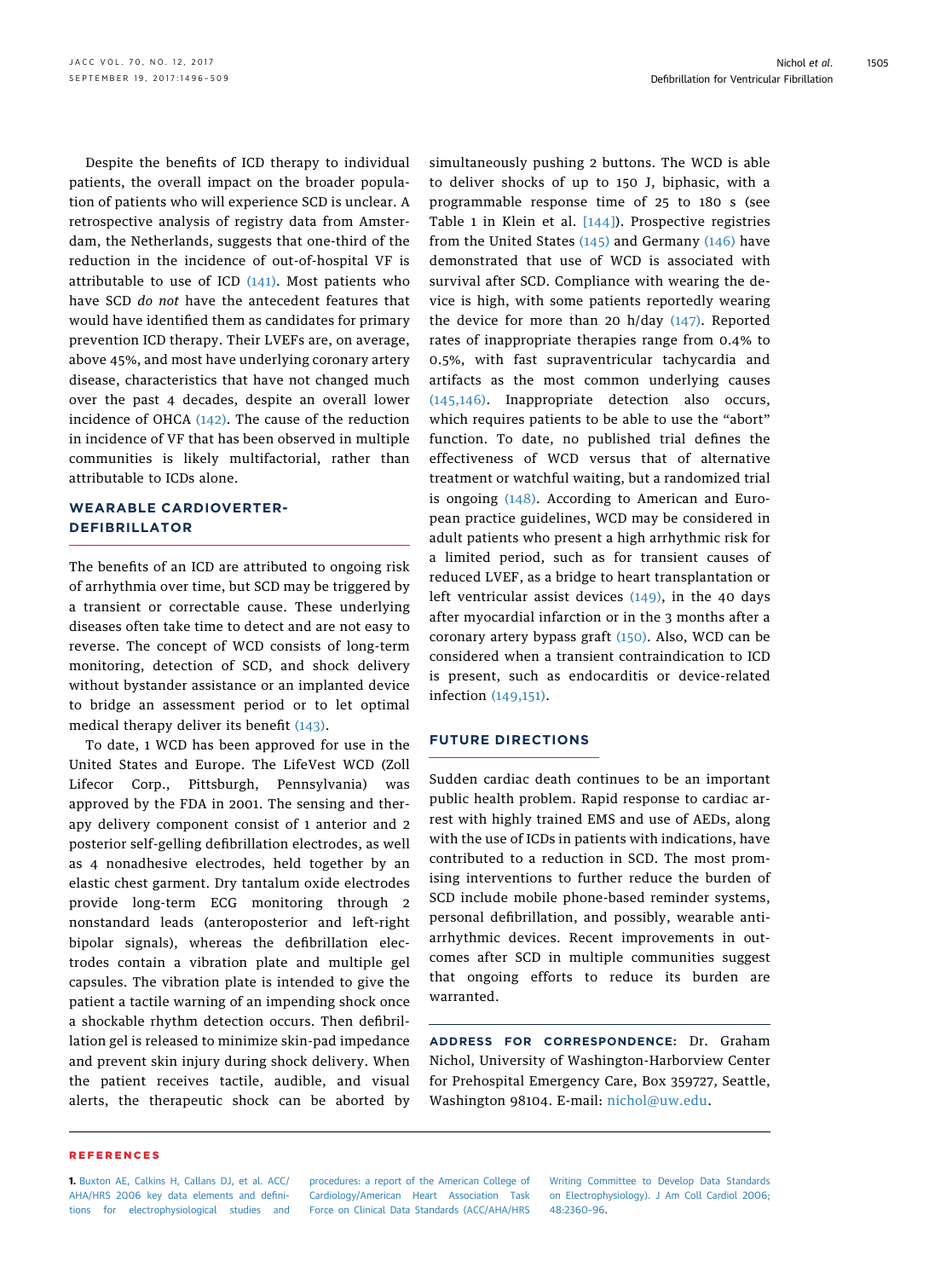Despite the benefits of ICD therapy to individual patients, the overall impact on the broader population of patients who will experience SCD is unclear. A retrospective analysis of registry data from Amsterdam, the Netherlands, suggests that one-third of the reduction in the incidence of out-of-hospital VF is attributable to use of ICD (141). Most patients who have SCD *do not* have the antecedent features that would have identified them as candidates for primary prevention ICD therapy. Their LVEFs are, on average, above 45%, and most have underlying coronary artery disease, characteristics that have not changed much over the past 4 decades, despite an overall lower incidence of OHCA (142). The cause of the reduction in incidence of VF that has been observed in multiple communities is likely multifactorial, rather than attributable to ICDs alone.

## WEARABLE CARDIOVERTER-DEFIBRILLATOR

The benefits of an ICD are attributed to ongoing risk of arrhythmia over time, but SCD may be triggered by a transient or correctable cause. These underlying diseases often take time to detect and are not easy to reverse. The concept of WCD consists of long-term monitoring, detection of SCD, and shock delivery without bystander assistance or an implanted device to bridge an assessment period or to let optimal medical therapy deliver its benefit (143).

To date, 1 WCD has been approved for use in the United States and Europe. The LifeVest WCD (Zoll Lifecor Corp., Pittsburgh, Pennsylvania) was approved by the FDA in 2001. The sensing and therapy delivery component consist of 1 anterior and 2 posterior self-gelling defibrillation electrodes, as well as 4 nonadhesive electrodes, held together by an elastic chest garment. Dry tantalum oxide electrodes provide long-term ECG monitoring through 2 nonstandard leads (anteroposterior and left-right bipolar signals), whereas the defibrillation electrodes contain a vibration plate and multiple gel capsules. The vibration plate is intended to give the patient a tactile warning of an impending shock once a shockable rhythm detection occurs. Then defibrillation gel is released to minimize skin-pad impedance and prevent skin injury during shock delivery. When the patient receives tactile, audible, and visual alerts, the therapeutic shock can be aborted by simultaneously pushing 2 buttons. The WCD is able to deliver shocks of up to 150 J, biphasic, with a programmable response time of 25 to 180 s (see Table 1 in Klein et al. [144]). Prospective registries from the United States (145) and Germany (146) have demonstrated that use of WCD is associated with survival after SCD. Compliance with wearing the device is high, with some patients reportedly wearing the device for more than 20 h/day (147). Reported rates of inappropriate therapies range from 0.4% to 0.5%, with fast supraventricular tachycardia and artifacts as the most common underlying causes (145,146). Inappropriate detection also occurs, which requires patients to be able to use the "abort" function. To date, no published trial defines the effectiveness of WCD versus that of alternative treatment or watchful waiting, but a randomized trial is ongoing (148). According to American and European practice guidelines, WCD may be considered in adult patients who present a high arrhythmic risk for a limited period, such as for transient causes of reduced LVEF, as a bridge to heart transplantation or left ventricular assist devices (149), in the 40 days after myocardial infarction or in the 3 months after a coronary artery bypass graft (150). Also, WCD can be considered when a transient contraindication to ICD is present, such as endocarditis or device-related infection (149,151).

## FUTURE DIRECTIONS

Sudden cardiac death continues to be an important public health problem. Rapid response to cardiac arrest with highly trained EMS and use of AEDs, along with the use of ICDs in patients with indications, have contributed to a reduction in SCD. The most promising interventions to further reduce the burden of SCD include mobile phone-based reminder systems, personal defibrillation, and possibly, wearable antiarrhythmic devices. Recent improvements in outcomes after SCD in multiple communities suggest that ongoing efforts to reduce its burden are warranted.

**ADDRESS FOR CORRESPONDENCE:** Dr. Graham Nichol, University of Washington-Harborview Center for Prehospital Emergency Care, Box 359727, Seattle, Washington 98104. E-mail: nichol@uw.edu.

## REFERENCES

**1.** Buxton AE, Calkins H, Callans DJ, et al. ACC/AHA/HRS 2006 key data elements and definitions for electrophysiological studies and procedures: a report of the American College of Cardiology/American Heart Association Task Force on Clinical Data Standards (ACC/AHA/HRS Writing Committee to Develop Data Standards on Electrophysiology). J Am Coll Cardiol 2006;48:2360–96.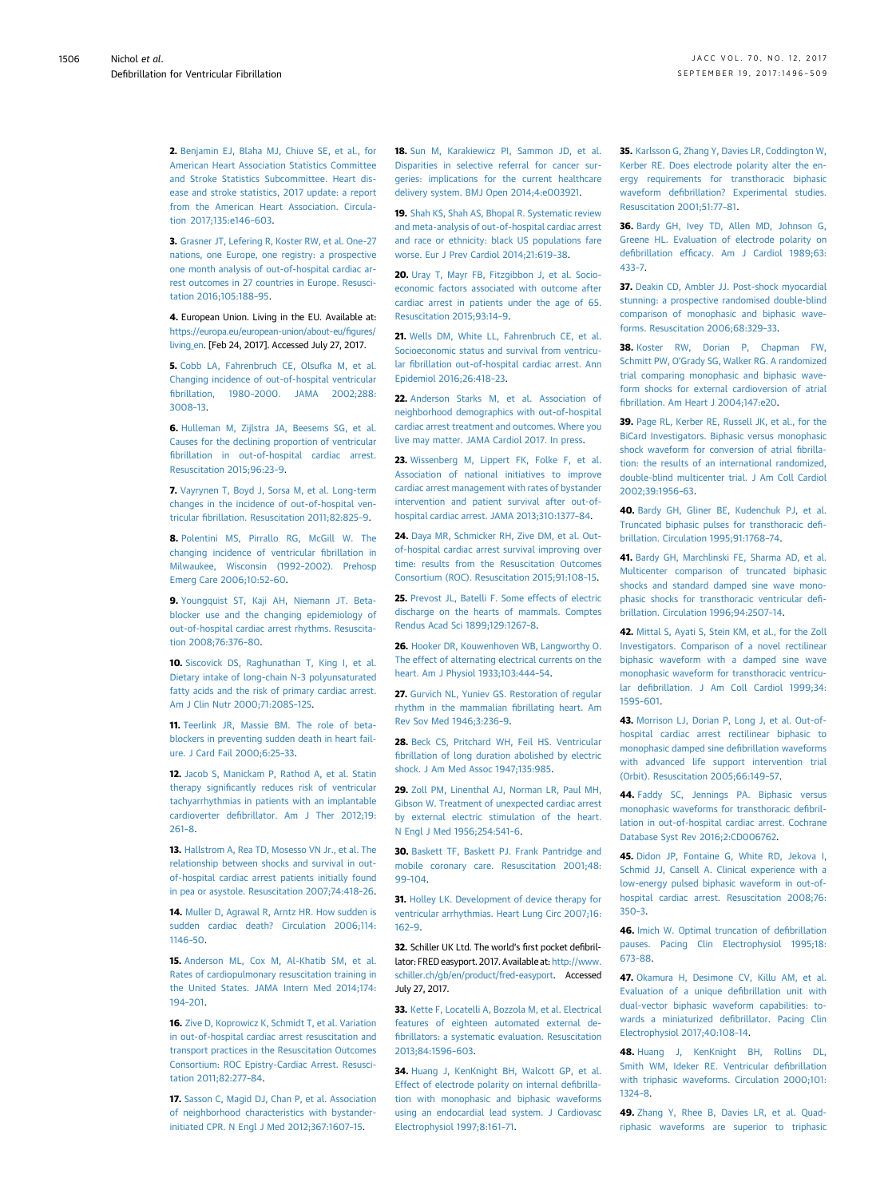2. Benjamin EJ, Blaha MJ, Chiuve SE, et al., for American Heart Association Statistics Committee and Stroke Statistics Subcommittee. Heart disease and stroke statistics, 2017 update: a report from the American Heart Association. Circulation 2017;135:e146–603.

3. Grasner JT, Lefering R, Koster RW, et al. One-27 nations, one Europe, one registry: a prospective one month analysis of out-of-hospital cardiac arrest outcomes in 27 countries in Europe. Resuscitation 2016;105:188–95.

4. European Union. Living in the EU. Available at: https://europa.eu/european-union/about-eu/figures/living_en. [Feb 24, 2017]. Accessed July 27, 2017.

5. Cobb LA, Fahrenbruch CE, Olsufka M, et al. Changing incidence of out-of-hospital ventricular fibrillation, 1980–2000. JAMA 2002;288:3008–13.

6. Hulleman M, Zijlstra JA, Beesems SG, et al. Causes for the declining proportion of ventricular fibrillation in out-of-hospital cardiac arrest. Resuscitation 2015;96:23–9.

7. Vayrynen T, Boyd J, Sorsa M, et al. Long-term changes in the incidence of out-of-hospital ventricular fibrillation. Resuscitation 2011;82:825–9.

8. Polentini MS, Pirrallo RG, McGill W. The changing incidence of ventricular fibrillation in Milwaukee, Wisconsin (1992–2002). Prehosp Emerg Care 2006;10:52–60.

9. Youngquist ST, Kaji AH, Niemann JT. Beta-blocker use and the changing epidemiology of out-of-hospital cardiac arrest rhythms. Resuscitation 2008;76:376–80.

10. Siscovick DS, Raghunathan T, King I, et al. Dietary intake of long-chain N-3 polyunsaturated fatty acids and the risk of primary cardiac arrest. Am J Clin Nutr 2000;71:208S–12S.

11. Teerlink JR, Massie BM. The role of beta-blockers in preventing sudden death in heart failure. J Card Fail 2000;6:25–33.

12. Jacob S, Manickam P, Rathod A, et al. Statin therapy significantly reduces risk of ventricular tachyarrhythmias in patients with an implantable cardioverter defibrillator. Am J Ther 2012;19:261–8.

13. Hallstrom A, Rea TD, Mosesso VN Jr., et al. The relationship between shocks and survival in out-of-hospital cardiac arrest patients initially found in pea or asystole. Resuscitation 2007;74:418–26.

14. Muller D, Agrawal R, Arntz HR. How sudden is sudden cardiac death? Circulation 2006;114:1146–50.

15. Anderson ML, Cox M, Al-Khatib SM, et al. Rates of cardiopulmonary resuscitation training in the United States. JAMA Intern Med 2014;174:194–201.

16. Zive D, Koprowicz K, Schmidt T, et al. Variation in out-of-hospital cardiac arrest resuscitation and transport practices in the Resuscitation Outcomes Consortium: ROC Epistry-Cardiac Arrest. Resuscitation 2011;82:277–84.

17. Sasson C, Magid DJ, Chan P, et al. Association of neighborhood characteristics with bystander-initiated CPR. N Engl J Med 2012;367:1607–15.

18. Sun M, Karakiewicz PI, Sammon JD, et al. Disparities in selective referral for cancer surgeries: implications for the current healthcare delivery system. BMJ Open 2014;4:e003921.

19. Shah KS, Shah AS, Bhopal R. Systematic review and meta-analysis of out-of-hospital cardiac arrest and race or ethnicity: black US populations fare worse. Eur J Prev Cardiol 2014;21:619–38.

20. Uray T, Mayr FB, Fitzgibbon J, et al. Socioeconomic factors associated with outcome after cardiac arrest in patients under the age of 65. Resuscitation 2015;93:14–9.

21. Wells DM, White LL, Fahrenbruch CE, et al. Socioeconomic status and survival from ventricular fibrillation out-of-hospital cardiac arrest. Ann Epidemiol 2016;26:418–23.

22. Anderson Starks M, et al. Association of neighborhood demographics with out-of-hospital cardiac arrest treatment and outcomes. Where you live may matter. JAMA Cardiol 2017. In press.

23. Wissenberg M, Lippert FK, Folke F, et al. Association of national initiatives to improve cardiac arrest management with rates of bystander intervention and patient survival after out-of-hospital cardiac arrest. JAMA 2013;310:1377–84.

24. Daya MR, Schmicker RH, Zive DM, et al. Out-of-hospital cardiac arrest survival improving over time: results from the Resuscitation Outcomes Consortium (ROC). Resuscitation 2015;91:108–15.

25. Prevost JL, Batelli F. Some effects of electric discharge on the hearts of mammals. Comptes Rendus Acad Sci 1899;129:1267–8.

26. Hooker DR, Kouwenhoven WB, Langworthy O. The effect of alternating electrical currents on the heart. Am J Physiol 1933;103:444–54.

27. Gurvich NL, Yuniev GS. Restoration of regular rhythm in the mammalian fibrillating heart. Am Rev Sov Med 1946;3:236–9.

28. Beck CS, Pritchard WH, Feil HS. Ventricular fibrillation of long duration abolished by electric shock. J Am Med Assoc 1947;135:985.

29. Zoll PM, Linenthal AJ, Norman LR, Paul MH, Gibson W. Treatment of unexpected cardiac arrest by external electric stimulation of the heart. N Engl J Med 1956;254:541–6.

30. Baskett TF, Baskett PJ. Frank Pantridge and mobile coronary care. Resuscitation 2001;48:99–104.

31. Holley LK. Development of device therapy for ventricular arrhythmias. Heart Lung Circ 2007;16:162–9.

32. Schiller UK Ltd. The world's first pocket defibrillator: FRED easyport. 2017. Available at: http://www.schiller.ch/gb/en/product/fred-easyport. Accessed July 27, 2017.

33. Kette F, Locatelli A, Bozzola M, et al. Electrical features of eighteen automated external defibrillators: a systematic evaluation. Resuscitation 2013;84:1596–603.

34. Huang J, KenKnight BH, Walcott GP, et al. Effect of electrode polarity on internal defibrillation with monophasic and biphasic waveforms using an endocardial lead system. J Cardiovasc Electrophysiol 1997;8:161–71.

35. Karlsson G, Zhang Y, Davies LR, Coddington W, Kerber RE. Does electrode polarity alter the energy requirements for transthoracic biphasic waveform defibrillation? Experimental studies. Resuscitation 2001;51:77–81.

36. Bardy GH, Ivey TD, Allen MD, Johnson G, Greene HL. Evaluation of electrode polarity on defibrillation efficacy. Am J Cardiol 1989;63:433–7.

37. Deakin CD, Ambler JJ. Post-shock myocardial stunning: a prospective randomised double-blind comparison of monophasic and biphasic waveforms. Resuscitation 2006;68:329–33.

38. Koster RW, Dorian P, Chapman FW, Schmitt PW, O'Grady SG, Walker RG. A randomized trial comparing monophasic and biphasic waveform shocks for external cardioversion of atrial fibrillation. Am Heart J 2004;147:e20.

39. Page RL, Kerber RE, Russell JK, et al., for the BiCard Investigators. Biphasic versus monophasic shock waveform for conversion of atrial fibrillation: the results of an international randomized, double-blind multicenter trial. J Am Coll Cardiol 2002;39:1956–63.

40. Bardy GH, Gliner BE, Kudenchuk PJ, et al. Truncated biphasic pulses for transthoracic defibrillation. Circulation 1995;91:1768–74.

41. Bardy GH, Marchlinski FE, Sharma AD, et al. Multicenter comparison of truncated biphasic shocks and standard damped sine wave monophasic shocks for transthoracic ventricular defibrillation. Circulation 1996;94:2507–14.

42. Mittal S, Ayati S, Stein KM, et al., for the Zoll Investigators. Comparison of a novel rectilinear biphasic waveform with a damped sine wave monophasic waveform for transthoracic ventricular defibrillation. J Am Coll Cardiol 1999;34:1595–601.

43. Morrison LJ, Dorian P, Long J, et al. Out-of-hospital cardiac arrest rectilinear biphasic to monophasic damped sine defibrillation waveforms with advanced life support intervention trial (Orbit). Resuscitation 2005;66:149–57.

44. Faddy SC, Jennings PA. Biphasic versus monophasic waveforms for transthoracic defibrillation in out-of-hospital cardiac arrest. Cochrane Database Syst Rev 2016;2:CD006762.

45. Didon JP, Fontaine G, White RD, Jekova I, Schmid JJ, Cansell A. Clinical experience with a low-energy pulsed biphasic waveform in out-of-hospital cardiac arrest. Resuscitation 2008;76:350–3.

46. Imich W. Optimal truncation of defibrillation pauses. Pacing Clin Electrophysiol 1995;18:673–88.

47. Okamura H, Desimone CV, Killu AM, et al. Evaluation of a unique defibrillation unit with dual-vector biphasic waveform capabilities: towards a miniaturized defibrillator. Pacing Clin Electrophysiol 2017;40:108–14.

48. Huang J, KenKnight BH, Rollins DL, Smith WM, Ideker RE. Ventricular defibrillation with triphasic waveforms. Circulation 2000;101:1324–8.

49. Zhang Y, Rhee B, Davies LR, et al. Quadriphasic waveforms are superior to triphasic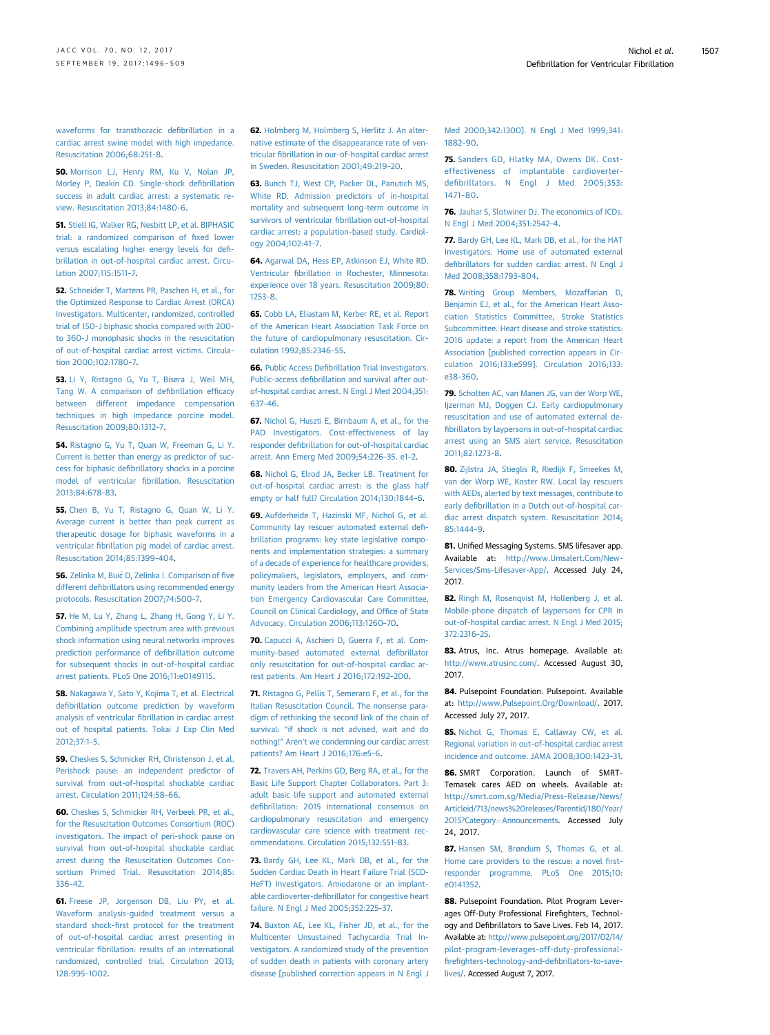waveforms for transthoracic defibrillation in a cardiac arrest swine model with high impedance. Resuscitation 2006;68:251–8.

**50.** Morrison LJ, Henry RM, Ku V, Nolan JP, Morley P, Deakin CD. Single-shock defibrillation success in adult cardiac arrest: a systematic review. Resuscitation 2013;84:1480–6.

**51.** Stiell IG, Walker RG, Nesbitt LP, et al. BIPHASIC trial: a randomized comparison of fixed lower versus escalating higher energy levels for defibrillation in out-of-hospital cardiac arrest. Circulation 2007;115:1511–7.

**52.** Schneider T, Martens PR, Paschen H, et al., for the Optimized Response to Cardiac Arrest (ORCA) Investigators. Multicenter, randomized, controlled trial of 150-J biphasic shocks compared with 200- to 360-J monophasic shocks in the resuscitation of out-of-hospital cardiac arrest victims. Circulation 2000;102:1780–7.

**53.** Li Y, Ristagno G, Yu T, Bisera J, Weil MH, Tang W. A comparison of defibrillation efficacy between different impedance compensation techniques in high impedance porcine model. Resuscitation 2009;80:1312–7.

**54.** Ristagno G, Yu T, Quan W, Freeman G, Li Y. Current is better than energy as predictor of success for biphasic defibrillatory shocks in a porcine model of ventricular fibrillation. Resuscitation 2013;84:678–83.

**55.** Chen B, Yu T, Ristagno G, Quan W, Li Y. Average current is better than peak current as therapeutic dosage for biphasic waveforms in a ventricular fibrillation pig model of cardiac arrest. Resuscitation 2014;85:1399–404.

**56.** Zelinka M, Buić D, Zelinka I. Comparison of five different defibrillators using recommended energy protocols. Resuscitation 2007;74:500–7.

**57.** He M, Lu Y, Zhang L, Zhang H, Gong Y, Li Y. Combining amplitude spectrum area with previous shock information using neural networks improves prediction performance of defibrillation outcome for subsequent shocks in out-of-hospital cardiac arrest patients. PLoS One 2016;11:e0149115.

**58.** Nakagawa Y, Sato Y, Kojima T, et al. Electrical defibrillation outcome prediction by waveform analysis of ventricular fibrillation in cardiac arrest out of hospital patients. Tokai J Exp Clin Med 2012;37:1–5.

**59.** Cheskes S, Schmicker RH, Christenson J, et al. Perishock pause: an independent predictor of survival from out-of-hospital shockable cardiac arrest. Circulation 2011;124:58–66.

**60.** Cheskes S, Schmicker RH, Verbeek PR, et al., for the Resuscitation Outcomes Consortium (ROC) investigators. The impact of peri-shock pause on survival from out-of-hospital shockable cardiac arrest during the Resuscitation Outcomes Consortium Primed Trial. Resuscitation 2014;85:336–42.

**61.** Freese JP, Jorgenson DB, Liu PY, et al. Waveform analysis-guided treatment versus a standard shock-first protocol for the treatment of out-of-hospital cardiac arrest presenting in ventricular fibrillation: results of an international randomized, controlled trial. Circulation 2013;128:995–1002.

**62.** Holmberg M, Holmberg S, Herlitz J. An alternative estimate of the disappearance rate of ventricular fibrillation in our-of-hospital cardiac arrest in Sweden. Resuscitation 2001;49:219–20.

**63.** Bunch TJ, West CP, Packer DL, Panutich MS, White RD. Admission predictors of in-hospital mortality and subsequent long-term outcome in survivors of ventricular fibrillation out-of-hospital cardiac arrest: a population-based study. Cardiology 2004;102:41–7.

**64.** Agarwal DA, Hess EP, Atkinson EJ, White RD. Ventricular fibrillation in Rochester, Minnesota: experience over 18 years. Resuscitation 2009;80:1253–8.

**65.** Cobb LA, Eliastam M, Kerber RE, et al. Report of the American Heart Association Task Force on the future of cardiopulmonary resuscitation. Circulation 1992;85:2346–55.

**66.** Public Access Defibrillation Trial Investigators. Public-access defibrillation and survival after out-of-hospital cardiac arrest. N Engl J Med 2004;351:637–46.

**67.** Nichol G, Huszti E, Birnbaum A, et al., for the PAD Investigators. Cost-effectiveness of lay responder defibrillation for out-of-hospital cardiac arrest. Ann Emerg Med 2009;54:226–35. e1–2.

**68.** Nichol G, Elrod JA, Becker LB. Treatment for out-of-hospital cardiac arrest: is the glass half empty or half full? Circulation 2014;130:1844–6.

**69.** Aufderheide T, Hazinski MF, Nichol G, et al. Community lay rescuer automated external defibrillation programs: key state legislative components and implementation strategies: a summary of a decade of experience for healthcare providers, policymakers, legislators, employers, and community leaders from the American Heart Association Emergency Cardiovascular Care Committee, Council on Clinical Cardiology, and Office of State Advocacy. Circulation 2006;113:1260–70.

**70.** Capucci A, Aschieri D, Guerra F, et al. Community-based automated external defibrillator only resuscitation for out-of-hospital cardiac arrest patients. Am Heart J 2016;172:192–200.

**71.** Ristagno G, Pellis T, Semeraro F, et al., for the Italian Resuscitation Council. The nonsense paradigm of rethinking the second link of the chain of survival: "if shock is not advised, wait and do nothing!" Aren't we condemning our cardiac arrest patients? Am Heart J 2016;176:e5–6.

**72.** Travers AH, Perkins GD, Berg RA, et al., for the Basic Life Support Chapter Collaborators. Part 3: adult basic life support and automated external defibrillation: 2015 international consensus on cardiopulmonary resuscitation and emergency cardiovascular care science with treatment recommendations. Circulation 2015;132:S51–83.

**73.** Bardy GH, Lee KL, Mark DB, et al., for the Sudden Cardiac Death in Heart Failure Trial (SCD-HeFT) Investigators. Amiodarone or an implantable cardioverter-defibrillator for congestive heart failure. N Engl J Med 2005;352:225–37.

**74.** Buxton AE, Lee KL, Fisher JD, et al., for the Multicenter Unsustained Tachycardia Trial Investigators. A randomized study of the prevention of sudden death in patients with coronary artery disease [published correction appears in N Engl J Med 2000;342:1300]. N Engl J Med 1999;341:1882–90.

**75.** Sanders GD, Hlatky MA, Owens DK. Cost-effectiveness of implantable cardioverter-defibrillators. N Engl J Med 2005;353:1471–80.

**76.** Jauhar S, Slotwiner DJ. The economics of ICDs. N Engl J Med 2004;351:2542–4.

**77.** Bardy GH, Lee KL, Mark DB, et al., for the HAT Investigators. Home use of automated external defibrillators for sudden cardiac arrest. N Engl J Med 2008;358:1793–804.

**78.** Writing Group Members, Mozaffarian D, Benjamin EJ, et al., for the American Heart Association Statistics Committee, Stroke Statistics Subcommittee. Heart disease and stroke statistics: 2016 update: a report from the American Heart Association [published correction appears in Circulation 2016;133:e599]. Circulation 2016;133:e38–360.

**79.** Scholten AC, van Manen JG, van der Worp WE, Ijzerman MJ, Doggen CJ. Early cardiopulmonary resuscitation and use of automated external defibrillators by laypersons in out-of-hospital cardiac arrest using an SMS alert service. Resuscitation 2011;82:1273–8.

**80.** Zijlstra JA, Stieglis R, Riedijk F, Smeekes M, van der Worp WE, Koster RW. Local lay rescuers with AEDs, alerted by text messages, contribute to early defibrillation in a Dutch out-of-hospital cardiac arrest dispatch system. Resuscitation 2014;85:1444–9.

**81.** Unified Messaging Systems. SMS lifesaver app. Available at: http://www.Umsalert.Com/New-Services/Sms-Lifesaver-App/. Accessed July 24, 2017.

**82.** Ringh M, Rosenqvist M, Hollenberg J, et al. Mobile-phone dispatch of laypersons for CPR in out-of-hospital cardiac arrest. N Engl J Med 2015;372:2316–25.

**83.** Atrus, Inc. Atrus homepage. Available at: http://www.atrusinc.com/. Accessed August 30, 2017.

**84.** Pulsepoint Foundation. Pulsepoint. Available at: http://www.Pulsepoint.Org/Download/. 2017. Accessed July 27, 2017.

**85.** Nichol G, Thomas E, Callaway CW, et al. Regional variation in out-of-hospital cardiac arrest incidence and outcome. JAMA 2008;300:1423–31.

**86.** SMRT Corporation. Launch of SMRT-Temasek cares AED on wheels. Available at: http://smrt.com.sg/Media/Press-Release/News/Articleid/713/news%20releases/Parentid/180/Year/2015?Category=Announcements. Accessed July 24, 2017.

**87.** Hansen SM, Brøndum S, Thomas G, et al. Home care providers to the rescue: a novel first-responder programme. PLoS One 2015;10:e0141352.

**88.** Pulsepoint Foundation. Pilot Program Leverages Off-Duty Professional Firefighters, Technology and Defibrillators to Save Lives. Feb 14, 2017. Available at: http://www.pulsepoint.org/2017/02/14/pilot-program-leverages-off-duty-professional-firefighters-technology-and-defibrillators-to-save-lives/. Accessed August 7, 2017.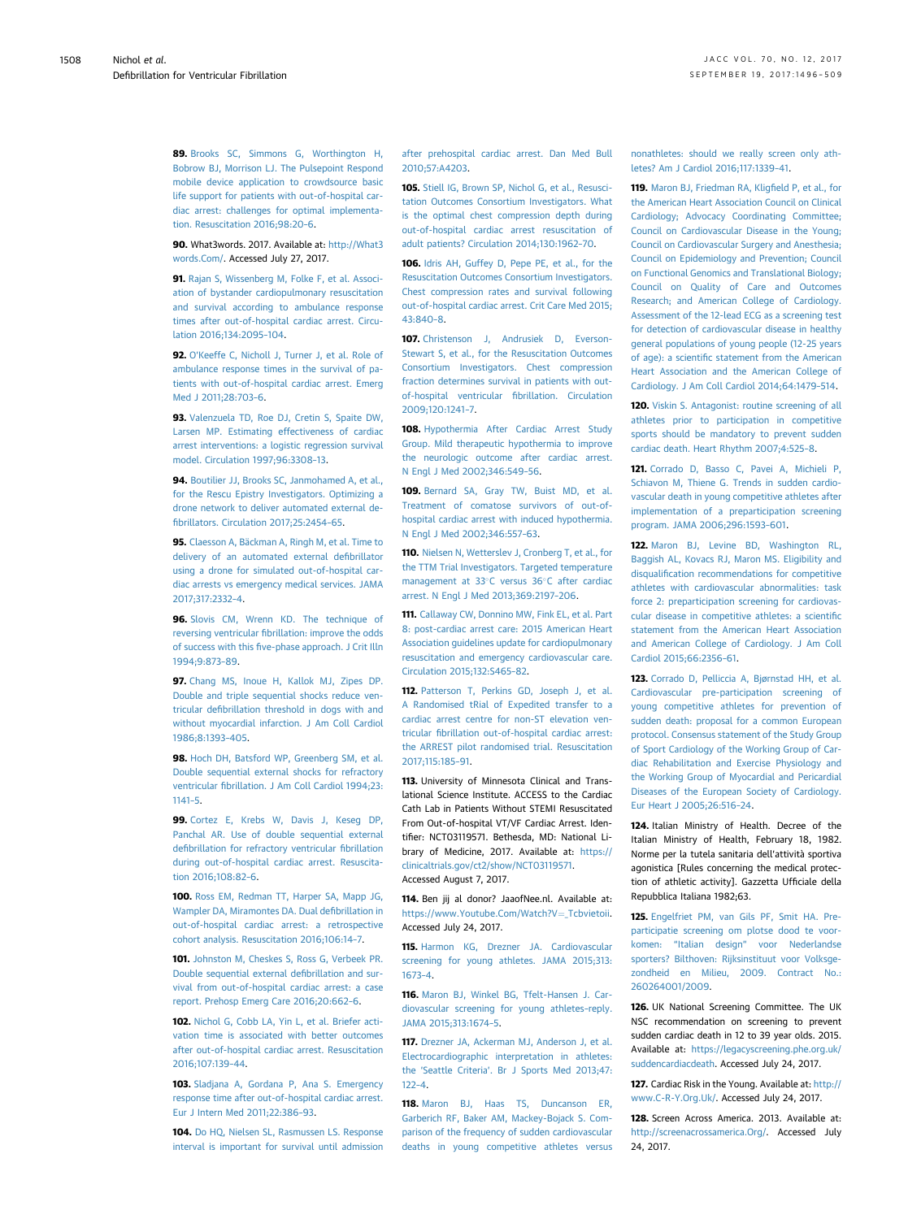89. Brooks SC, Simmons G, Worthington H, Bobrow BJ, Morrison LJ. The Pulsepoint Respond mobile device application to crowdsource basic life support for patients with out-of-hospital cardiac arrest: challenges for optimal implementation. Resuscitation 2016;98:20–6.

90. What3words. 2017. Available at: http://What3words.Com/. Accessed July 27, 2017.

91. Rajan S, Wissenberg M, Folke F, et al. Association of bystander cardiopulmonary resuscitation and survival according to ambulance response times after out-of-hospital cardiac arrest. Circulation 2016;134:2095–104.

92. O'Keeffe C, Nicholl J, Turner J, et al. Role of ambulance response times in the survival of patients with out-of-hospital cardiac arrest. Emerg Med J 2011;28:703–6.

93. Valenzuela TD, Roe DJ, Cretin S, Spaite DW, Larsen MP. Estimating effectiveness of cardiac arrest interventions: a logistic regression survival model. Circulation 1997;96:3308–13.

94. Boutilier JJ, Brooks SC, Janmohamed A, et al., for the Rescu Epistry Investigators. Optimizing a drone network to deliver automated external defibrillators. Circulation 2017;25:2454–65.

95. Claesson A, Bäckman A, Ringh M, et al. Time to delivery of an automated external defibrillator using a drone for simulated out-of-hospital cardiac arrests vs emergency medical services. JAMA 2017;317:2332–4.

96. Slovis CM, Wrenn KD. The technique of reversing ventricular fibrillation: improve the odds of success with this five-phase approach. J Crit Illn 1994;9:873–89.

97. Chang MS, Inoue H, Kallok MJ, Zipes DP. Double and triple sequential shocks reduce ventricular defibrillation threshold in dogs with and without myocardial infarction. J Am Coll Cardiol 1986;8:1393–405.

98. Hoch DH, Batsford WP, Greenberg SM, et al. Double sequential external shocks for refractory ventricular fibrillation. J Am Coll Cardiol 1994;23:1141–5.

99. Cortez E, Krebs W, Davis J, Keseg DP, Panchal AR. Use of double sequential external defibrillation for refractory ventricular fibrillation during out-of-hospital cardiac arrest. Resuscitation 2016;108:82–6.

100. Ross EM, Redman TT, Harper SA, Mapp JG, Wampler DA, Miramontes DA. Dual defibrillation in out-of-hospital cardiac arrest: a retrospective cohort analysis. Resuscitation 2016;106:14–7.

101. Johnston M, Cheskes S, Ross G, Verbeek PR. Double sequential external defibrillation and survival from out-of-hospital cardiac arrest: a case report. Prehosp Emerg Care 2016;20:662–6.

102. Nichol G, Cobb LA, Yin L, et al. Briefer activation time is associated with better outcomes after out-of-hospital cardiac arrest. Resuscitation 2016;107:139–44.

103. Sladjana A, Gordana P, Ana S. Emergency response time after out-of-hospital cardiac arrest. Eur J Intern Med 2011;22:386–93.

104. Do HQ, Nielsen SL, Rasmussen LS. Response interval is important for survival until admission after prehospital cardiac arrest. Dan Med Bull 2010;57:A4203.

105. Stiell IG, Brown SP, Nichol G, et al., Resuscitation Outcomes Consortium Investigators. What is the optimal chest compression depth during out-of-hospital cardiac arrest resuscitation of adult patients? Circulation 2014;130:1962–70.

106. Idris AH, Guffey D, Pepe PE, et al., for the Resuscitation Outcomes Consortium Investigators. Chest compression rates and survival following out-of-hospital cardiac arrest. Crit Care Med 2015;43:840–8.

107. Christenson J, Andrusiek D, Everson-Stewart S, et al., for the Resuscitation Outcomes Consortium Investigators. Chest compression fraction determines survival in patients with out-of-hospital ventricular fibrillation. Circulation 2009;120:1241–7.

108. Hypothermia After Cardiac Arrest Study Group. Mild therapeutic hypothermia to improve the neurologic outcome after cardiac arrest. N Engl J Med 2002;346:549–56.

109. Bernard SA, Gray TW, Buist MD, et al. Treatment of comatose survivors of out-of-hospital cardiac arrest with induced hypothermia. N Engl J Med 2002;346:557–63.

110. Nielsen N, Wetterslev J, Cronberg T, et al., for the TTM Trial Investigators. Targeted temperature management at 33°C versus 36°C after cardiac arrest. N Engl J Med 2013;369:2197–206.

111. Callaway CW, Donnino MW, Fink EL, et al. Part 8: post-cardiac arrest care: 2015 American Heart Association guidelines update for cardiopulmonary resuscitation and emergency cardiovascular care. Circulation 2015;132:S465–82.

112. Patterson T, Perkins GD, Joseph J, et al. A Randomised tRial of Expedited transfer to a cardiac arrest centre for non-ST elevation ventricular fibrillation out-of-hospital cardiac arrest: the ARREST pilot randomised trial. Resuscitation 2017;115:185–91.

113. University of Minnesota Clinical and Translational Science Institute. ACCESS to the Cardiac Cath Lab in Patients Without STEMI Resuscitated From Out-of-hospital VT/VF Cardiac Arrest. Identifier: NCT03119571. Bethesda, MD: National Library of Medicine, 2017. Available at: https://clinicaltrials.gov/ct2/show/NCT03119571. Accessed August 7, 2017.

114. Ben jij al donor? JaaofNee.nl. Available at: https://www.Youtube.Com/Watch?V=_Tcbvietoii. Accessed July 24, 2017.

115. Harmon KG, Drezner JA. Cardiovascular screening for young athletes. JAMA 2015;313:1673–4.

116. Maron BJ, Winkel BG, Tfelt-Hansen J. Cardiovascular screening for young athletes–reply. JAMA 2015;313:1674–5.

117. Drezner JA, Ackerman MJ, Anderson J, et al. Electrocardiographic interpretation in athletes: the 'Seattle Criteria'. Br J Sports Med 2013;47:122–4.

118. Maron BJ, Haas TS, Duncanson ER, Garberich RF, Baker AM, Mackey-Bojack S. Comparison of the frequency of sudden cardiovascular deaths in young competitive athletes versus nonathletes: should we really screen only athletes? Am J Cardiol 2016;117:1339–41.

119. Maron BJ, Friedman RA, Kligfield P, et al., for the American Heart Association Council on Clinical Cardiology; Advocacy Coordinating Committee; Council on Cardiovascular Disease in the Young; Council on Cardiovascular Surgery and Anesthesia; Council on Epidemiology and Prevention; Council on Functional Genomics and Translational Biology; Council on Quality of Care and Outcomes Research; and American College of Cardiology. Assessment of the 12-lead ECG as a screening test for detection of cardiovascular disease in healthy general populations of young people (12-25 years of age): a scientific statement from the American Heart Association and the American College of Cardiology. J Am Coll Cardiol 2014;64:1479–514.

120. Viskin S. Antagonist: routine screening of all athletes prior to participation in competitive sports should be mandatory to prevent sudden cardiac death. Heart Rhythm 2007;4:525–8.

121. Corrado D, Basso C, Pavei A, Michieli P, Schiavon M, Thiene G. Trends in sudden cardiovascular death in young competitive athletes after implementation of a preparticipation screening program. JAMA 2006;296:1593–601.

122. Maron BJ, Levine BD, Washington RL, Baggish AL, Kovacs RJ, Maron MS. Eligibility and disqualification recommendations for competitive athletes with cardiovascular abnormalities: task force 2: preparticipation screening for cardiovascular disease in competitive athletes: a scientific statement from the American Heart Association and American College of Cardiology. J Am Coll Cardiol 2015;66:2356–61.

123. Corrado D, Pelliccia A, Bjørnstad HH, et al. Cardiovascular pre-participation screening of young competitive athletes for prevention of sudden death: proposal for a common European protocol. Consensus statement of the Study Group of Sport Cardiology of the Working Group of Cardiac Rehabilitation and Exercise Physiology and the Working Group of Myocardial and Pericardial Diseases of the European Society of Cardiology. Eur Heart J 2005;26:516–24.

124. Italian Ministry of Health. Decree of the Italian Ministry of Health, February 18, 1982. Norme per la tutela sanitaria dell'attività sportiva agonistica [Rules concerning the medical protection of athletic activity]. Gazzetta Ufficiale della Repubblica Italiana 1982;63.

125. Engelfriet PM, van Gils PF, Smit HA. Preparticipatie screening om plotse dood te voorkomen: "Italian design" voor Nederlandse sporters? Bilthoven: Rijksinstituut voor Volksgezondheid en Milieu, 2009. Contract No.: 260264001/2009.

126. UK National Screening Committee. The UK NSC recommendation on screening to prevent sudden cardiac death in 12 to 39 year olds. 2015. Available at: https://legacyscreening.phe.org.uk/suddencardiacdeath. Accessed July 24, 2017.

127. Cardiac Risk in the Young. Available at: http://www.C-R-Y.Org.Uk/. Accessed July 24, 2017.

128. Screen Across America. 2013. Available at: http://screenacrossamerica.Org/. Accessed July 24, 2017.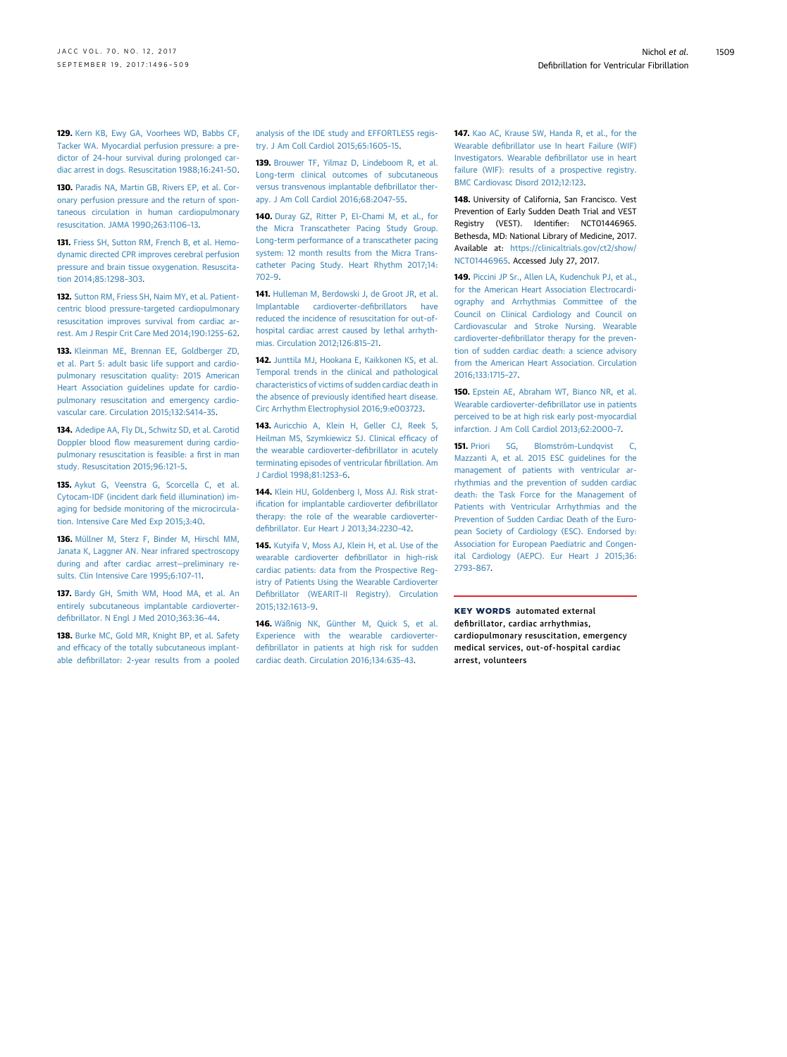**129.** Kern KB, Ewy GA, Voorhees WD, Babbs CF, Tacker WA. Myocardial perfusion pressure: a predictor of 24-hour survival during prolonged cardiac arrest in dogs. Resuscitation 1988;16:241–50.

**130.** Paradis NA, Martin GB, Rivers EP, et al. Coronary perfusion pressure and the return of spontaneous circulation in human cardiopulmonary resuscitation. JAMA 1990;263:1106–13.

**131.** Friess SH, Sutton RM, French B, et al. Hemodynamic directed CPR improves cerebral perfusion pressure and brain tissue oxygenation. Resuscitation 2014;85:1298–303.

**132.** Sutton RM, Friess SH, Naim MY, et al. Patient-centric blood pressure-targeted cardiopulmonary resuscitation improves survival from cardiac arrest. Am J Respir Crit Care Med 2014;190:1255–62.

**133.** Kleinman ME, Brennan EE, Goldberger ZD, et al. Part 5: adult basic life support and cardiopulmonary resuscitation quality: 2015 American Heart Association guidelines update for cardiopulmonary resuscitation and emergency cardiovascular care. Circulation 2015;132:S414–35.

**134.** Adedipe AA, Fly DL, Schwitz SD, et al. Carotid Doppler blood flow measurement during cardiopulmonary resuscitation is feasible: a first in man study. Resuscitation 2015;96:121–5.

**135.** Aykut G, Veenstra G, Scorcella C, et al. Cytocam-IDF (incident dark field illumination) imaging for bedside monitoring of the microcirculation. Intensive Care Med Exp 2015;3:40.

**136.** Müllner M, Sterz F, Binder M, Hirschl MM, Janata K, Laggner AN. Near infrared spectroscopy during and after cardiac arrest—preliminary results. Clin Intensive Care 1995;6:107–11.

**137.** Bardy GH, Smith WM, Hood MA, et al. An entirely subcutaneous implantable cardioverter-defibrillator. N Engl J Med 2010;363:36–44.

**138.** Burke MC, Gold MR, Knight BP, et al. Safety and efficacy of the totally subcutaneous implantable defibrillator: 2-year results from a pooled analysis of the IDE study and EFFORTLESS registry. J Am Coll Cardiol 2015;65:1605–15.

**139.** Brouwer TF, Yilmaz D, Lindeboom R, et al. Long-term clinical outcomes of subcutaneous versus transvenous implantable defibrillator therapy. J Am Coll Cardiol 2016;68:2047–55.

**140.** Duray GZ, Ritter P, El-Chami M, et al., for the Micra Transcatheter Pacing Study Group. Long-term performance of a transcatheter pacing system: 12 month results from the Micra Transcatheter Pacing Study. Heart Rhythm 2017;14:702–9.

**141.** Hulleman M, Berdowski J, de Groot JR, et al. Implantable cardioverter-defibrillators have reduced the incidence of resuscitation for out-of-hospital cardiac arrest caused by lethal arrhythmias. Circulation 2012;126:815–21.

**142.** Junttila MJ, Hookana E, Kaikkonen KS, et al. Temporal trends in the clinical and pathological characteristics of victims of sudden cardiac death in the absence of previously identified heart disease. Circ Arrhythm Electrophysiol 2016;9:e003723.

**143.** Auricchio A, Klein H, Geller CJ, Reek S, Heilman MS, Szymkiewicz SJ. Clinical efficacy of the wearable cardioverter-defibrillator in acutely terminating episodes of ventricular fibrillation. Am J Cardiol 1998;81:1253–6.

**144.** Klein HU, Goldenberg I, Moss AJ. Risk stratification for implantable cardioverter defibrillator therapy: the role of the wearable cardioverter-defibrillator. Eur Heart J 2013;34:2230–42.

**145.** Kutyifa V, Moss AJ, Klein H, et al. Use of the wearable cardioverter defibrillator in high-risk cardiac patients: data from the Prospective Registry of Patients Using the Wearable Cardioverter Defibrillator (WEARIT-II Registry). Circulation 2015;132:1613–9.

**146.** Wäßnig NK, Günther M, Quick S, et al. Experience with the wearable cardioverter-defibrillator in patients at high risk for sudden cardiac death. Circulation 2016;134:635–43.

**147.** Kao AC, Krause SW, Handa R, et al., for the Wearable defibrillator use In heart Failure (WIF) Investigators. Wearable defibrillator use in heart failure (WIF): results of a prospective registry. BMC Cardiovasc Disord 2012;12:123.

**148.** University of California, San Francisco. Vest Prevention of Early Sudden Death Trial and VEST Registry (VEST). Identifier: NCT01446965. Bethesda, MD: National Library of Medicine, 2017. Available at: https://clinicaltrials.gov/ct2/show/NCT01446965. Accessed July 27, 2017.

**149.** Piccini JP Sr., Allen LA, Kudenchuk PJ, et al., for the American Heart Association Electrocardiography and Arrhythmias Committee of the Council on Clinical Cardiology and Council on Cardiovascular and Stroke Nursing. Wearable cardioverter-defibrillator therapy for the prevention of sudden cardiac death: a science advisory from the American Heart Association. Circulation 2016;133:1715–27.

**150.** Epstein AE, Abraham WT, Bianco NR, et al. Wearable cardioverter-defibrillator use in patients perceived to be at high risk early post-myocardial infarction. J Am Coll Cardiol 2013;62:2000–7.

**151.** Priori SG, Blomström-Lundqvist C, Mazzanti A, et al. 2015 ESC guidelines for the management of patients with ventricular arrhythmias and the prevention of sudden cardiac death: the Task Force for the Management of Patients with Ventricular Arrhythmias and the Prevention of Sudden Cardiac Death of the European Society of Cardiology (ESC). Endorsed by: Association for European Paediatric and Congenital Cardiology (AEPC). Eur Heart J 2015;36:2793–867.

---

**KEY WORDS** automated external defibrillator, cardiac arrhythmias, cardiopulmonary resuscitation, emergency medical services, out-of-hospital cardiac arrest, volunteers